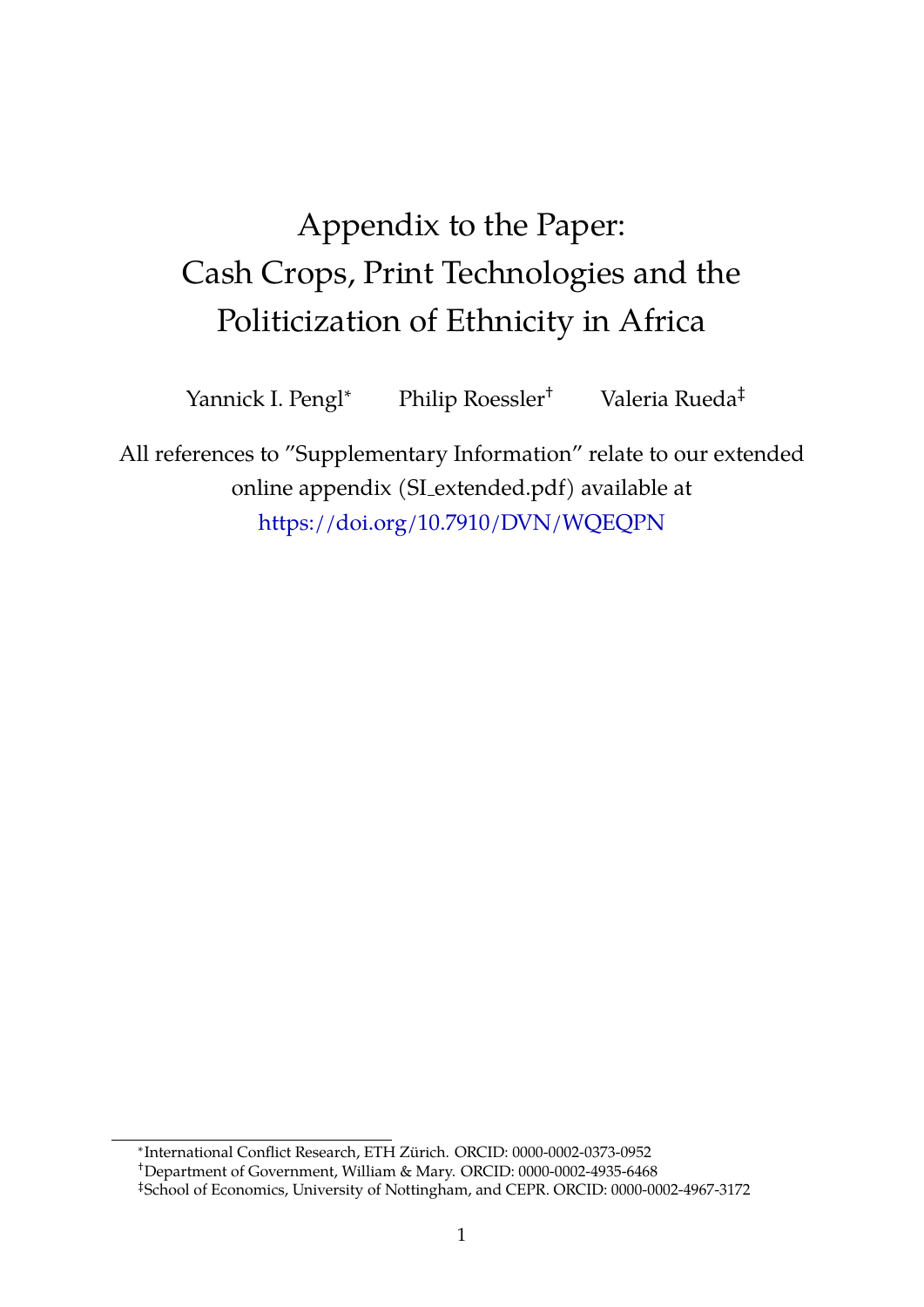# Appendix to the Paper: Cash Crops, Print Technologies and the Politicization of Ethnicity in Africa

Yannick I. Pengl[*] Philip Roessler[†] Valeria Rueda[‡]

All references to "Supplementary Information" relate to our extended online appendix (SI_extended.pdf) available at https://doi.org/10.7910/DVN/WQEQPN

[*] International Conflict Research, ETH Zürich. ORCID: 0000-0002-0373-0952

[†] Department of Government, William & Mary. ORCID: 0000-0002-4935-6468

[‡] School of Economics, University of Nottingham, and CEPR. ORCID: 0000-0002-4967-3172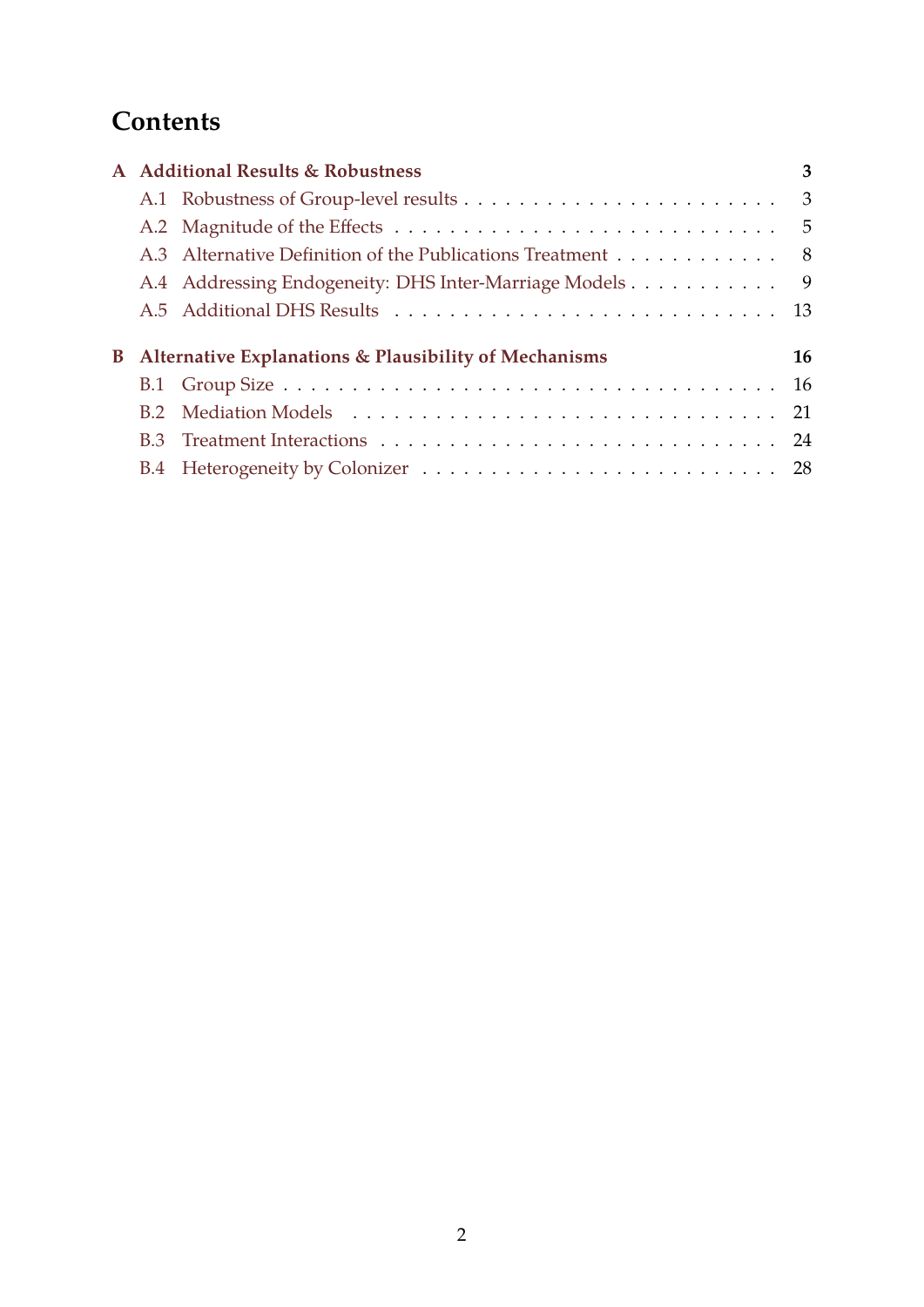# Contents

**A Additional Results & Robustness** — **3**

- A.1 Robustness of Group-level results — 3
- A.2 Magnitude of the Effects — 5
- A.3 Alternative Definition of the Publications Treatment — 8
- A.4 Addressing Endogeneity: DHS Inter-Marriage Models — 9
- A.5 Additional DHS Results — 13

**B Alternative Explanations & Plausibility of Mechanisms** — **16**

- B.1 Group Size — 16
- B.2 Mediation Models — 21
- B.3 Treatment Interactions — 24
- B.4 Heterogeneity by Colonizer — 28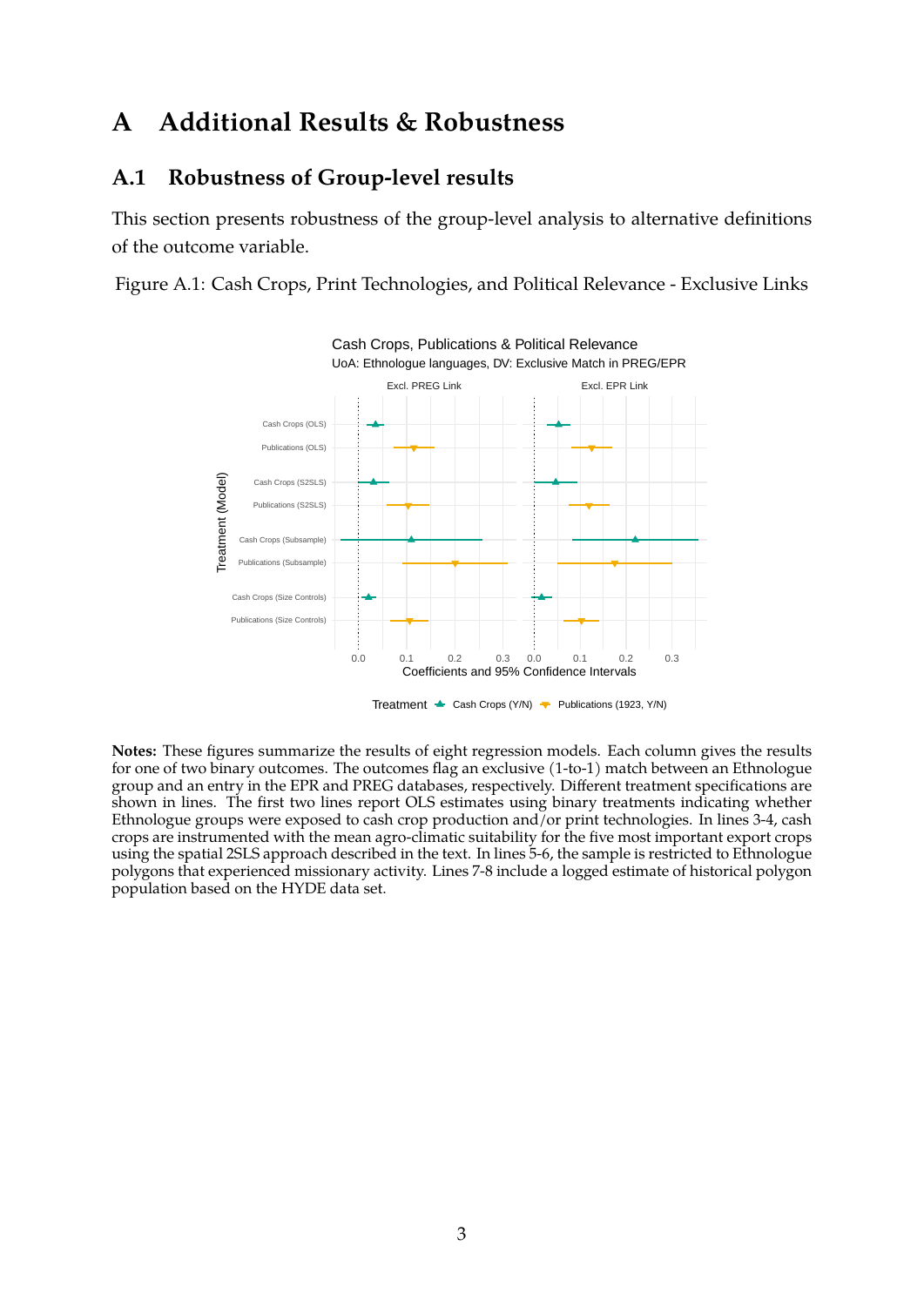# A Additional Results & Robustness

## A.1 Robustness of Group-level results

This section presents robustness of the group-level analysis to alternative definitions of the outcome variable.

Figure A.1: Cash Crops, Print Technologies, and Political Relevance - Exclusive Links

**Notes:** These figures summarize the results of eight regression models. Each column gives the results for one of two binary outcomes. The outcomes flag an exclusive (1-to-1) match between an Ethnologue group and an entry in the EPR and PREG databases, respectively. Different treatment specifications are shown in lines. The first two lines report OLS estimates using binary treatments indicating whether Ethnologue groups were exposed to cash crop production and/or print technologies. In lines 3-4, cash crops are instrumented with the mean agro-climatic suitability for the five most important export crops using the spatial 2SLS approach described in the text. In lines 5-6, the sample is restricted to Ethnologue polygons that experienced missionary activity. Lines 7-8 include a logged estimate of historical polygon population based on the HYDE data set.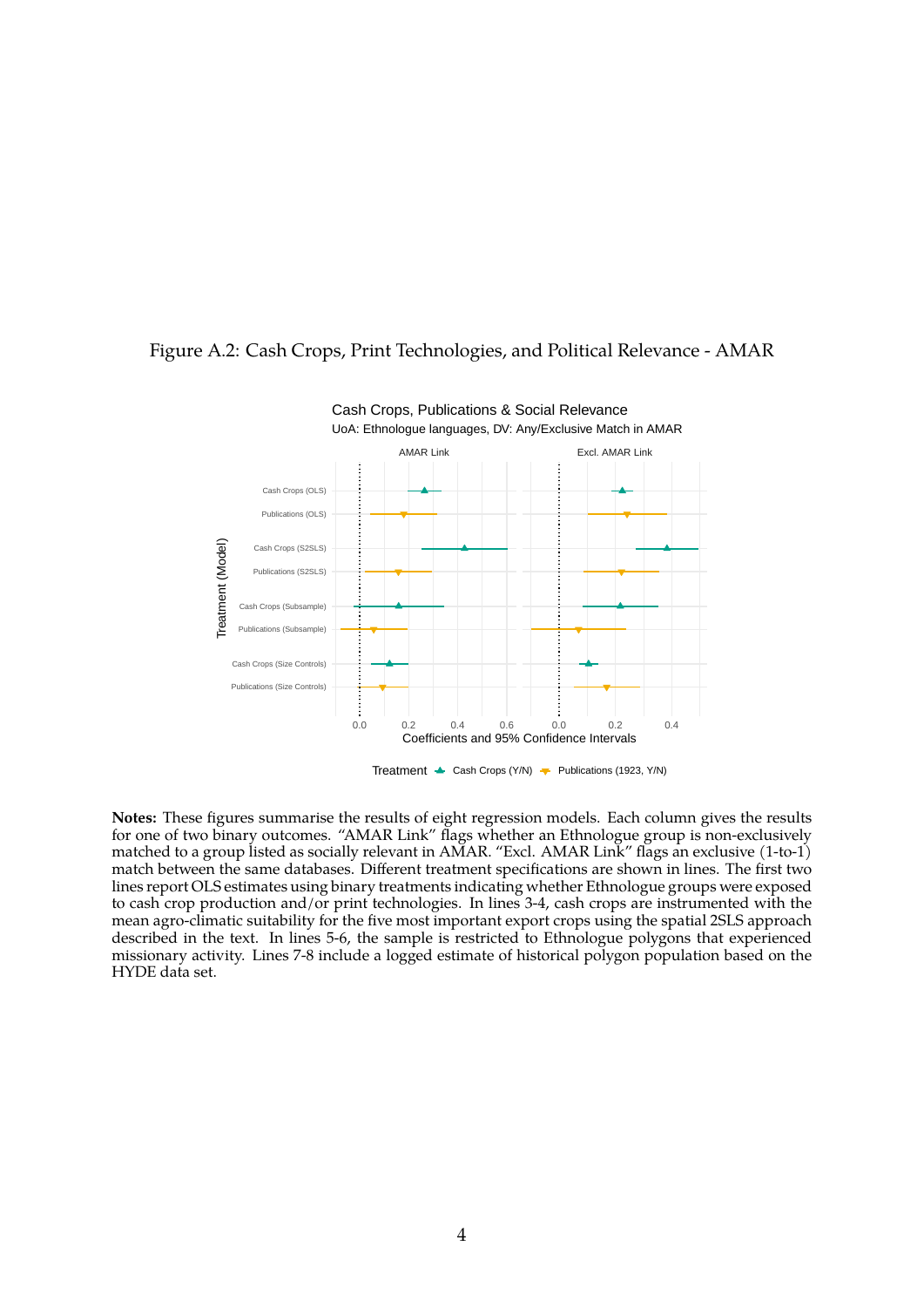Figure A.2: Cash Crops, Print Technologies, and Political Relevance - AMAR

**Notes:** These figures summarise the results of eight regression models. Each column gives the results for one of two binary outcomes. "AMAR Link" flags whether an Ethnologue group is non-exclusively matched to a group listed as socially relevant in AMAR. "Excl. AMAR Link" flags an exclusive (1-to-1) match between the same databases. Different treatment specifications are shown in lines. The first two lines report OLS estimates using binary treatments indicating whether Ethnologue groups were exposed to cash crop production and/or print technologies. In lines 3-4, cash crops are instrumented with the mean agro-climatic suitability for the five most important export crops using the spatial 2SLS approach described in the text. In lines 5-6, the sample is restricted to Ethnologue polygons that experienced missionary activity. Lines 7-8 include a logged estimate of historical polygon population based on the HYDE data set.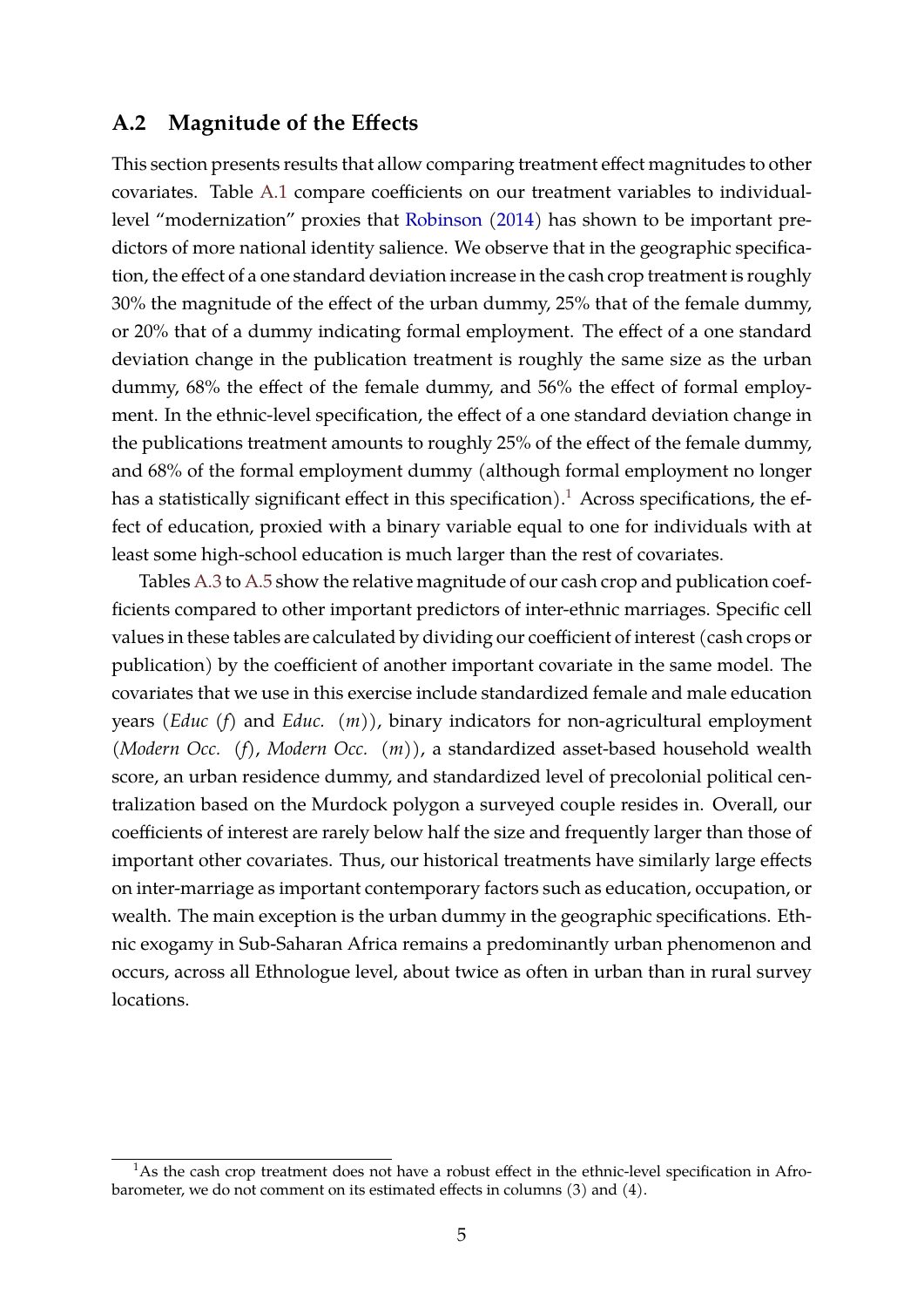## A.2 Magnitude of the Effects

This section presents results that allow comparing treatment effect magnitudes to other covariates. Table A.1 compare coefficients on our treatment variables to individual-level "modernization" proxies that Robinson (2014) has shown to be important predictors of more national identity salience. We observe that in the geographic specification, the effect of a one standard deviation increase in the cash crop treatment is roughly 30% the magnitude of the effect of the urban dummy, 25% that of the female dummy, or 20% that of a dummy indicating formal employment. The effect of a one standard deviation change in the publication treatment is roughly the same size as the urban dummy, 68% the effect of the female dummy, and 56% the effect of formal employment. In the ethnic-level specification, the effect of a one standard deviation change in the publications treatment amounts to roughly 25% of the effect of the female dummy, and 68% of the formal employment dummy (although formal employment no longer has a statistically significant effect in this specification).[1] Across specifications, the effect of education, proxied with a binary variable equal to one for individuals with at least some high-school education is much larger than the rest of covariates.

Tables A.3 to A.5 show the relative magnitude of our cash crop and publication coefficients compared to other important predictors of inter-ethnic marriages. Specific cell values in these tables are calculated by dividing our coefficient of interest (cash crops or publication) by the coefficient of another important covariate in the same model. The covariates that we use in this exercise include standardized female and male education years (*Educ* (*f*) and *Educ.* (*m*)), binary indicators for non-agricultural employment (*Modern Occ.* (*f*), *Modern Occ.* (*m*)), a standardized asset-based household wealth score, an urban residence dummy, and standardized level of precolonial political centralization based on the Murdock polygon a surveyed couple resides in. Overall, our coefficients of interest are rarely below half the size and frequently larger than those of important other covariates. Thus, our historical treatments have similarly large effects on inter-marriage as important contemporary factors such as education, occupation, or wealth. The main exception is the urban dummy in the geographic specifications. Ethnic exogamy in Sub-Saharan Africa remains a predominantly urban phenomenon and occurs, across all Ethnologue level, about twice as often in urban than in rural survey locations.

[1] As the cash crop treatment does not have a robust effect in the ethnic-level specification in Afrobarometer, we do not comment on its estimated effects in columns (3) and (4).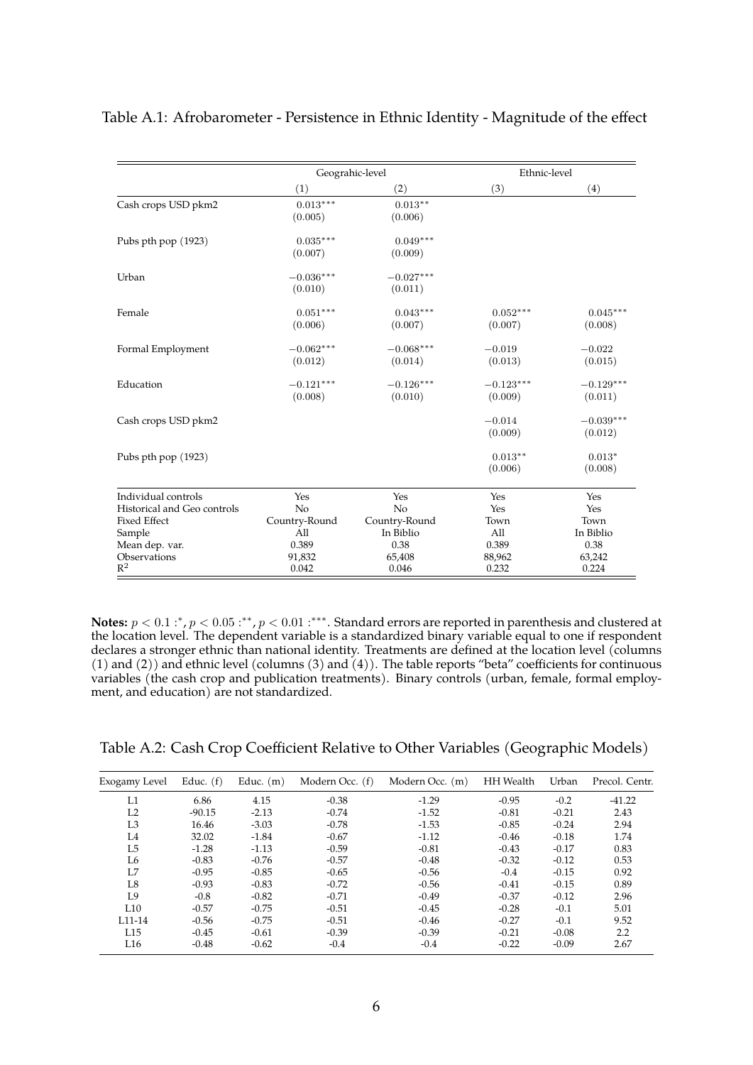Table A.1: Afrobarometer - Persistence in Ethnic Identity - Magnitude of the effect

| | Geograhic-level | | Ethnic-level | |
|---|---|---|---|---|
| | (1) | (2) | (3) | (4) |
| Cash crops USD pkm2 | $0.013^{***}$ | $0.013^{**}$ | | |
| | (0.005) | (0.006) | | |
| Pubs pth pop (1923) | $0.035^{***}$ | $0.049^{***}$ | | |
| | (0.007) | (0.009) | | |
| Urban | $-0.036^{***}$ | $-0.027^{***}$ | | |
| | (0.010) | (0.011) | | |
| Female | $0.051^{***}$ | $0.043^{***}$ | $0.052^{***}$ | $0.045^{***}$ |
| | (0.006) | (0.007) | (0.007) | (0.008) |
| Formal Employment | $-0.062^{***}$ | $-0.068^{***}$ | $-0.019$ | $-0.022$ |
| | (0.012) | (0.014) | (0.013) | (0.015) |
| Education | $-0.121^{***}$ | $-0.126^{***}$ | $-0.123^{***}$ | $-0.129^{***}$ |
| | (0.008) | (0.010) | (0.009) | (0.011) |
| Cash crops USD pkm2 | | | $-0.014$ | $-0.039^{***}$ |
| | | | (0.009) | (0.012) |
| Pubs pth pop (1923) | | | $0.013^{**}$ | $0.013^{*}$ |
| | | | (0.006) | (0.008) |
| Individual controls | Yes | Yes | Yes | Yes |
| Historical and Geo controls | No | No | Yes | Yes |
| Fixed Effect | Country-Round | Country-Round | Town | Town |
| Sample | All | In Biblio | All | In Biblio |
| Mean dep. var. | 0.389 | 0.38 | 0.389 | 0.38 |
| Observations | 91,832 | 65,408 | 88,962 | 63,242 |
| $R^2$ | 0.042 | 0.046 | 0.232 | 0.224 |

**Notes:** $p < 0.1 :^{*}$, $p < 0.05 :^{**}$, $p < 0.01 :^{***}$. Standard errors are reported in parenthesis and clustered at the location level. The dependent variable is a standardized binary variable equal to one if respondent declares a stronger ethnic than national identity. Treatments are defined at the location level (columns (1) and (2)) and ethnic level (columns (3) and (4)). The table reports "beta" coefficients for continuous variables (the cash crop and publication treatments). Binary controls (urban, female, formal employment, and education) are not standardized.

Table A.2: Cash Crop Coefficient Relative to Other Variables (Geographic Models)

| Exogamy Level | Educ. (f) | Educ. (m) | Modern Occ. (f) | Modern Occ. (m) | HH Wealth | Urban | Precol. Centr. |
|---|---|---|---|---|---|---|---|
| L1 | 6.86 | 4.15 | -0.38 | -1.29 | -0.95 | -0.2 | -41.22 |
| L2 | -90.15 | -2.13 | -0.74 | -1.52 | -0.81 | -0.21 | 2.43 |
| L3 | 16.46 | -3.03 | -0.78 | -1.53 | -0.85 | -0.24 | 2.94 |
| L4 | 32.02 | -1.84 | -0.67 | -1.12 | -0.46 | -0.18 | 1.74 |
| L5 | -1.28 | -1.13 | -0.59 | -0.81 | -0.43 | -0.17 | 0.83 |
| L6 | -0.83 | -0.76 | -0.57 | -0.48 | -0.32 | -0.12 | 0.53 |
| L7 | -0.95 | -0.85 | -0.65 | -0.56 | -0.4 | -0.15 | 0.92 |
| L8 | -0.93 | -0.83 | -0.72 | -0.56 | -0.41 | -0.15 | 0.89 |
| L9 | -0.8 | -0.82 | -0.71 | -0.49 | -0.37 | -0.12 | 2.96 |
| L10 | -0.57 | -0.75 | -0.51 | -0.45 | -0.28 | -0.1 | 5.01 |
| L11-14 | -0.56 | -0.75 | -0.51 | -0.46 | -0.27 | -0.1 | 9.52 |
| L15 | -0.45 | -0.61 | -0.39 | -0.39 | -0.21 | -0.08 | 2.2 |
| L16 | -0.48 | -0.62 | -0.4 | -0.4 | -0.22 | -0.09 | 2.67 |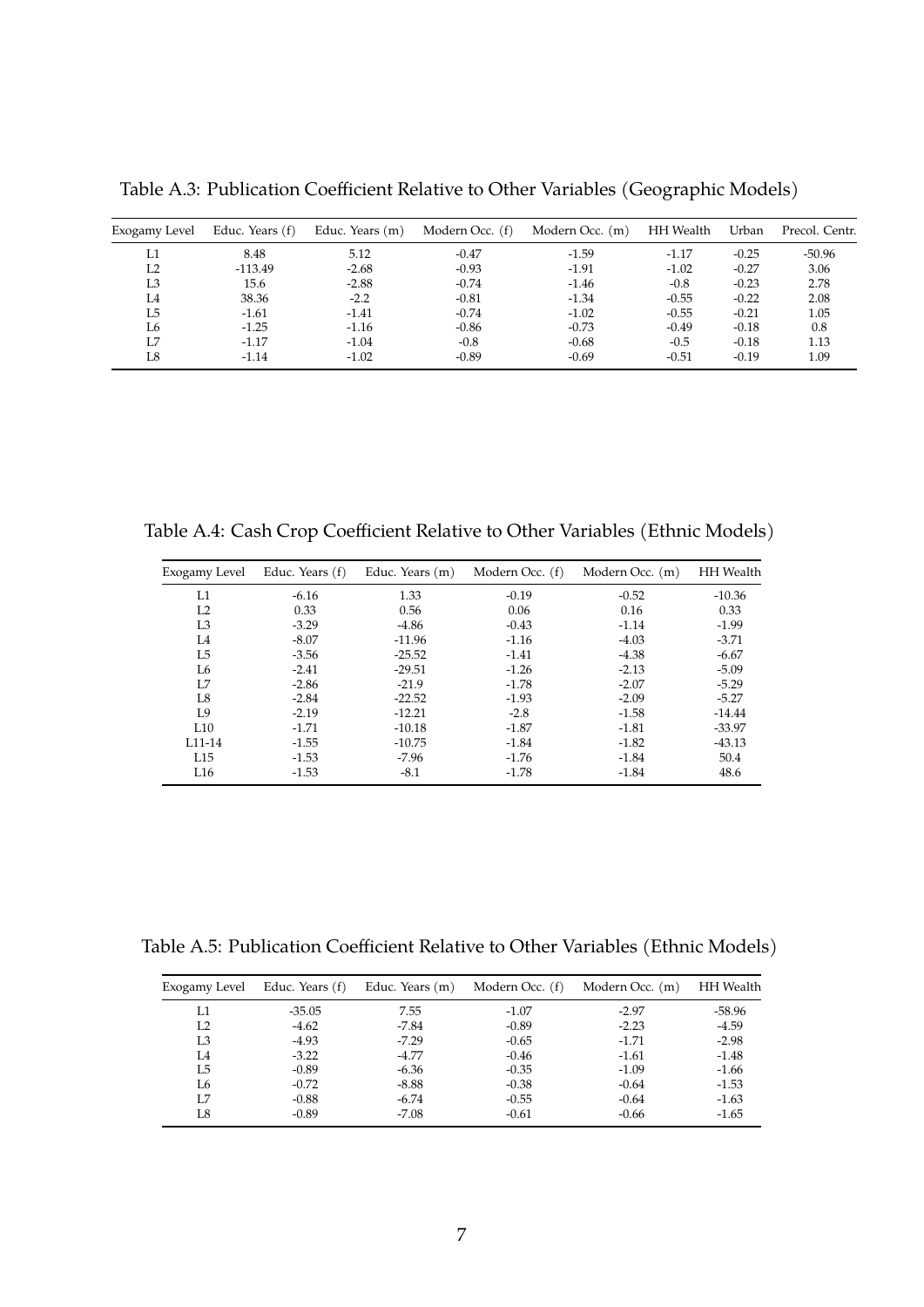Table A.3: Publication Coefficient Relative to Other Variables (Geographic Models)

| Exogamy Level | Educ. Years (f) | Educ. Years (m) | Modern Occ. (f) | Modern Occ. (m) | HH Wealth | Urban | Precol. Centr. |
|---|---|---|---|---|---|---|---|
| L1 | 8.48 | 5.12 | -0.47 | -1.59 | -1.17 | -0.25 | -50.96 |
| L2 | -113.49 | -2.68 | -0.93 | -1.91 | -1.02 | -0.27 | 3.06 |
| L3 | 15.6 | -2.88 | -0.74 | -1.46 | -0.8 | -0.23 | 2.78 |
| L4 | 38.36 | -2.2 | -0.81 | -1.34 | -0.55 | -0.22 | 2.08 |
| L5 | -1.61 | -1.41 | -0.74 | -1.02 | -0.55 | -0.21 | 1.05 |
| L6 | -1.25 | -1.16 | -0.86 | -0.73 | -0.49 | -0.18 | 0.8 |
| L7 | -1.17 | -1.04 | -0.8 | -0.68 | -0.5 | -0.18 | 1.13 |
| L8 | -1.14 | -1.02 | -0.89 | -0.69 | -0.51 | -0.19 | 1.09 |

Table A.4: Cash Crop Coefficient Relative to Other Variables (Ethnic Models)

| Exogamy Level | Educ. Years (f) | Educ. Years (m) | Modern Occ. (f) | Modern Occ. (m) | HH Wealth |
|---|---|---|---|---|---|
| L1 | -6.16 | 1.33 | -0.19 | -0.52 | -10.36 |
| L2 | 0.33 | 0.56 | 0.06 | 0.16 | 0.33 |
| L3 | -3.29 | -4.86 | -0.43 | -1.14 | -1.99 |
| L4 | -8.07 | -11.96 | -1.16 | -4.03 | -3.71 |
| L5 | -3.56 | -25.52 | -1.41 | -4.38 | -6.67 |
| L6 | -2.41 | -29.51 | -1.26 | -2.13 | -5.09 |
| L7 | -2.86 | -21.9 | -1.78 | -2.07 | -5.29 |
| L8 | -2.84 | -22.52 | -1.93 | -2.09 | -5.27 |
| L9 | -2.19 | -12.21 | -2.8 | -1.58 | -14.44 |
| L10 | -1.71 | -10.18 | -1.87 | -1.81 | -33.97 |
| L11-14 | -1.55 | -10.75 | -1.84 | -1.82 | -43.13 |
| L15 | -1.53 | -7.96 | -1.76 | -1.84 | 50.4 |
| L16 | -1.53 | -8.1 | -1.78 | -1.84 | 48.6 |

Table A.5: Publication Coefficient Relative to Other Variables (Ethnic Models)

| Exogamy Level | Educ. Years (f) | Educ. Years (m) | Modern Occ. (f) | Modern Occ. (m) | HH Wealth |
|---|---|---|---|---|---|
| L1 | -35.05 | 7.55 | -1.07 | -2.97 | -58.96 |
| L2 | -4.62 | -7.84 | -0.89 | -2.23 | -4.59 |
| L3 | -4.93 | -7.29 | -0.65 | -1.71 | -2.98 |
| L4 | -3.22 | -4.77 | -0.46 | -1.61 | -1.48 |
| L5 | -0.89 | -6.36 | -0.35 | -1.09 | -1.66 |
| L6 | -0.72 | -8.88 | -0.38 | -0.64 | -1.53 |
| L7 | -0.88 | -6.74 | -0.55 | -0.64 | -1.63 |
| L8 | -0.89 | -7.08 | -0.61 | -0.66 | -1.65 |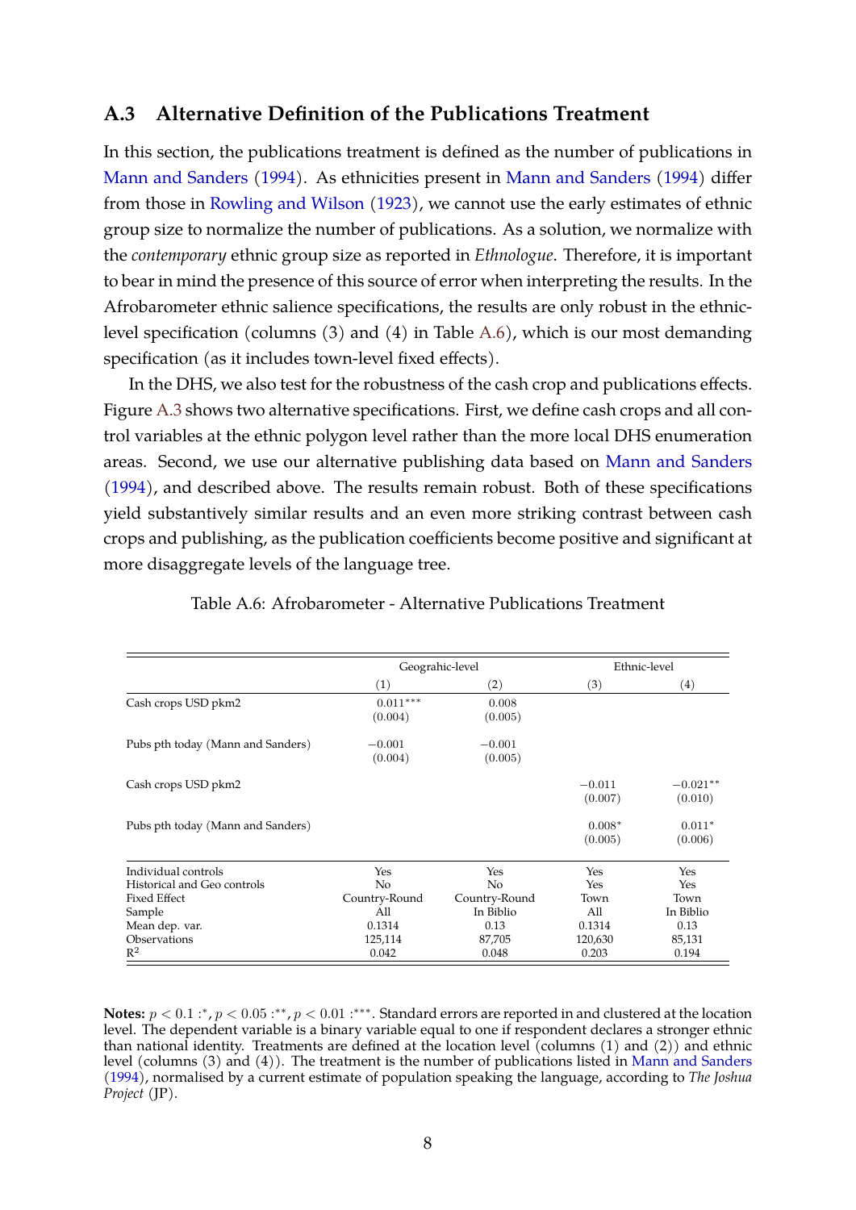## A.3 Alternative Definition of the Publications Treatment

In this section, the publications treatment is defined as the number of publications in Mann and Sanders (1994). As ethnicities present in Mann and Sanders (1994) differ from those in Rowling and Wilson (1923), we cannot use the early estimates of ethnic group size to normalize the number of publications. As a solution, we normalize with the *contemporary* ethnic group size as reported in *Ethnologue*. Therefore, it is important to bear in mind the presence of this source of error when interpreting the results. In the Afrobarometer ethnic salience specifications, the results are only robust in the ethnic-level specification (columns (3) and (4) in Table A.6), which is our most demanding specification (as it includes town-level fixed effects).

In the DHS, we also test for the robustness of the cash crop and publications effects. Figure A.3 shows two alternative specifications. First, we define cash crops and all control variables at the ethnic polygon level rather than the more local DHS enumeration areas. Second, we use our alternative publishing data based on Mann and Sanders (1994), and described above. The results remain robust. Both of these specifications yield substantively similar results and an even more striking contrast between cash crops and publishing, as the publication coefficients become positive and significant at more disaggregate levels of the language tree.

Table A.6: Afrobarometer - Alternative Publications Treatment

| | Geograhic-level | | Ethnic-level | |
|---|---|---|---|---|
| | (1) | (2) | (3) | (4) |
| Cash crops USD pkm2 | $0.011^{***}$ | 0.008 | | |
| | (0.004) | (0.005) | | |
| Pubs pth today (Mann and Sanders) | $-0.001$ | $-0.001$ | | |
| | (0.004) | (0.005) | | |
| Cash crops USD pkm2 | | | $-0.011$ | $-0.021^{**}$ |
| | | | (0.007) | (0.010) |
| Pubs pth today (Mann and Sanders) | | | $0.008^{*}$ | $0.011^{*}$ |
| | | | (0.005) | (0.006) |
| Individual controls | Yes | Yes | Yes | Yes |
| Historical and Geo controls | No | No | Yes | Yes |
| Fixed Effect | Country-Round | Country-Round | Town | Town |
| Sample | All | In Biblio | All | In Biblio |
| Mean dep. var. | 0.1314 | 0.13 | 0.1314 | 0.13 |
| Observations | 125,114 | 87,705 | 120,630 | 85,131 |
| $R^2$ | 0.042 | 0.048 | 0.203 | 0.194 |

**Notes:** $p < 0.1 :^{*}$, $p < 0.05 :^{**}$, $p < 0.01 :^{***}$. Standard errors are reported in and clustered at the location level. The dependent variable is a binary variable equal to one if respondent declares a stronger ethnic than national identity. Treatments are defined at the location level (columns (1) and (2)) and ethnic level (columns (3) and (4)). The treatment is the number of publications listed in Mann and Sanders (1994), normalised by a current estimate of population speaking the language, according to *The Joshua Project* (JP).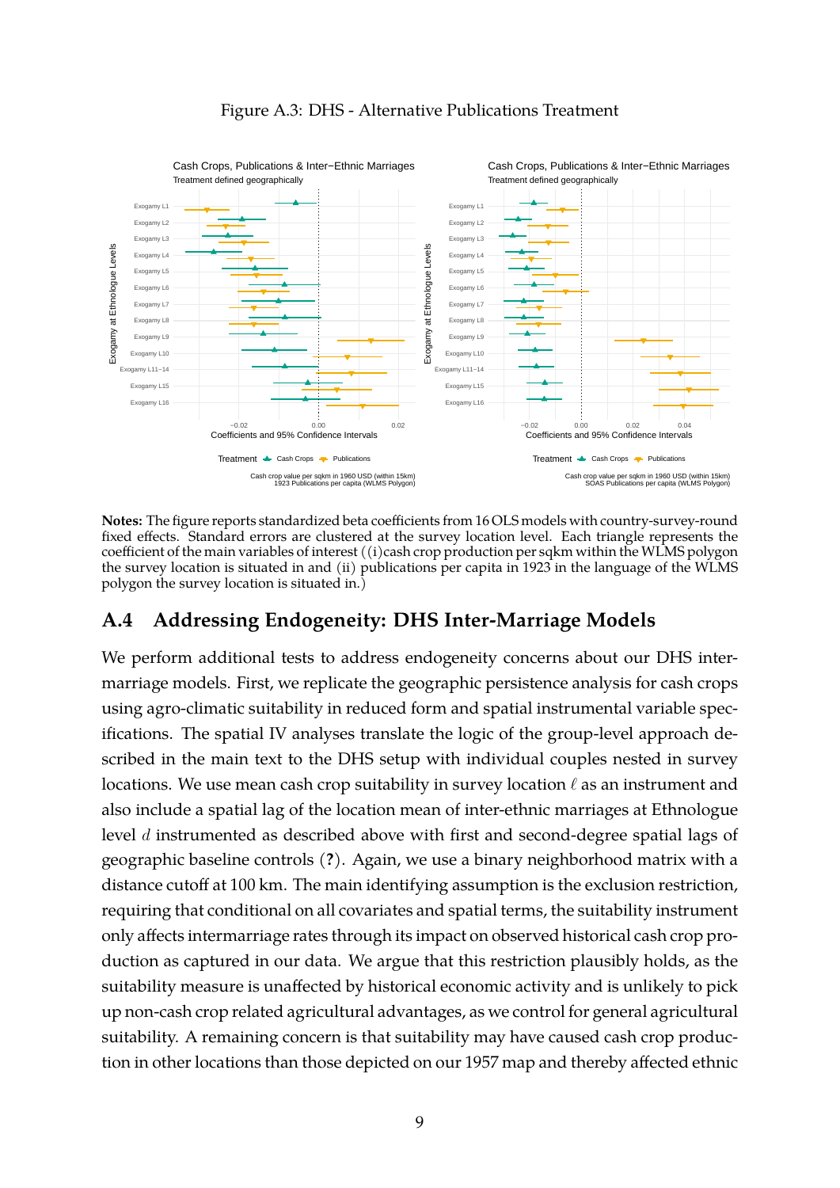Figure A.3: DHS - Alternative Publications Treatment

**Notes:** The figure reports standardized beta coefficients from 16 OLS models with country-survey-round fixed effects. Standard errors are clustered at the survey location level. Each triangle represents the coefficient of the main variables of interest ((i)cash crop production per sqkm within the WLMS polygon the survey location is situated in and (ii) publications per capita in 1923 in the language of the WLMS polygon the survey location is situated in.)

## A.4 Addressing Endogeneity: DHS Inter-Marriage Models

We perform additional tests to address endogeneity concerns about our DHS inter-marriage models. First, we replicate the geographic persistence analysis for cash crops using agro-climatic suitability in reduced form and spatial instrumental variable specifications. The spatial IV analyses translate the logic of the group-level approach described in the main text to the DHS setup with individual couples nested in survey locations. We use mean cash crop suitability in survey location $\ell$ as an instrument and also include a spatial lag of the location mean of inter-ethnic marriages at Ethnologue level $d$ instrumented as described above with first and second-degree spatial lags of geographic baseline controls (**?**). Again, we use a binary neighborhood matrix with a distance cutoff at 100 km. The main identifying assumption is the exclusion restriction, requiring that conditional on all covariates and spatial terms, the suitability instrument only affects intermarriage rates through its impact on observed historical cash crop production as captured in our data. We argue that this restriction plausibly holds, as the suitability measure is unaffected by historical economic activity and is unlikely to pick up non-cash crop related agricultural advantages, as we control for general agricultural suitability. A remaining concern is that suitability may have caused cash crop production in other locations than those depicted on our 1957 map and thereby affected ethnic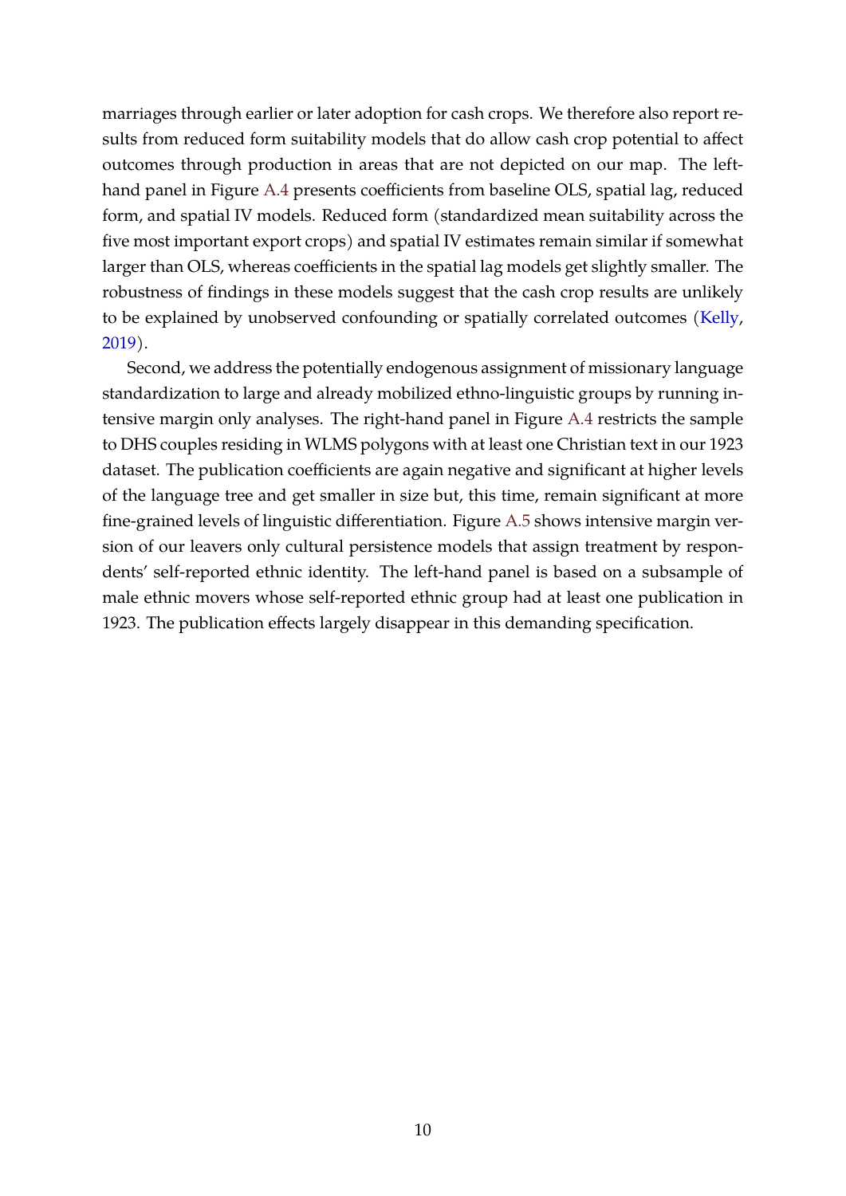marriages through earlier or later adoption for cash crops. We therefore also report results from reduced form suitability models that do allow cash crop potential to affect outcomes through production in areas that are not depicted on our map. The left-hand panel in Figure A.4 presents coefficients from baseline OLS, spatial lag, reduced form, and spatial IV models. Reduced form (standardized mean suitability across the five most important export crops) and spatial IV estimates remain similar if somewhat larger than OLS, whereas coefficients in the spatial lag models get slightly smaller. The robustness of findings in these models suggest that the cash crop results are unlikely to be explained by unobserved confounding or spatially correlated outcomes (Kelly, 2019).

Second, we address the potentially endogenous assignment of missionary language standardization to large and already mobilized ethno-linguistic groups by running intensive margin only analyses. The right-hand panel in Figure A.4 restricts the sample to DHS couples residing in WLMS polygons with at least one Christian text in our 1923 dataset. The publication coefficients are again negative and significant at higher levels of the language tree and get smaller in size but, this time, remain significant at more fine-grained levels of linguistic differentiation. Figure A.5 shows intensive margin version of our leavers only cultural persistence models that assign treatment by respondents' self-reported ethnic identity. The left-hand panel is based on a subsample of male ethnic movers whose self-reported ethnic group had at least one publication in 1923. The publication effects largely disappear in this demanding specification.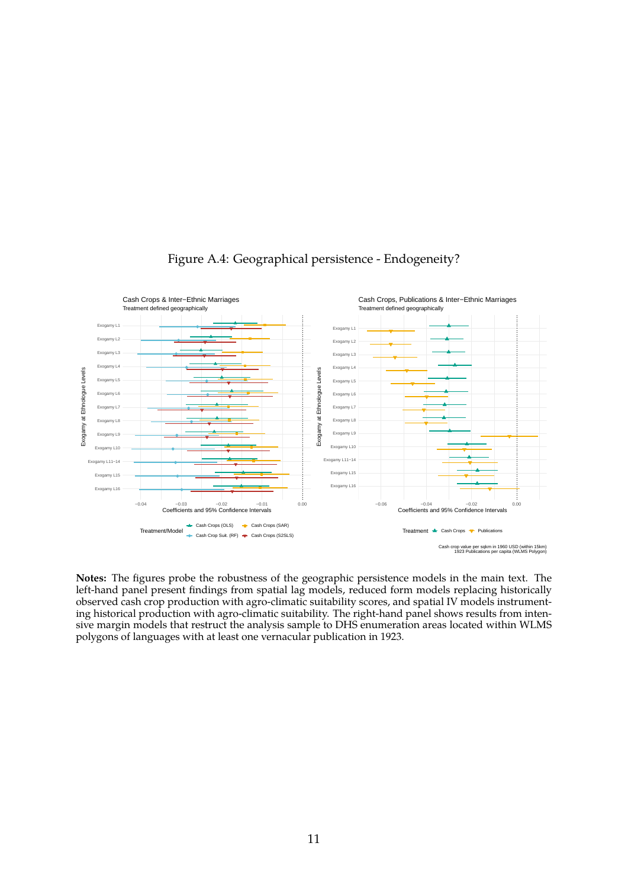Figure A.4: Geographical persistence - Endogeneity?

**Notes:** The figures probe the robustness of the geographic persistence models in the main text. The left-hand panel present findings from spatial lag models, reduced form models replacing historically observed cash crop production with agro-climatic suitability scores, and spatial IV models instrumenting historical production with agro-climatic suitability. The right-hand panel shows results from intensive margin models that restruct the analysis sample to DHS enumeration areas located within WLMS polygons of languages with at least one vernacular publication in 1923.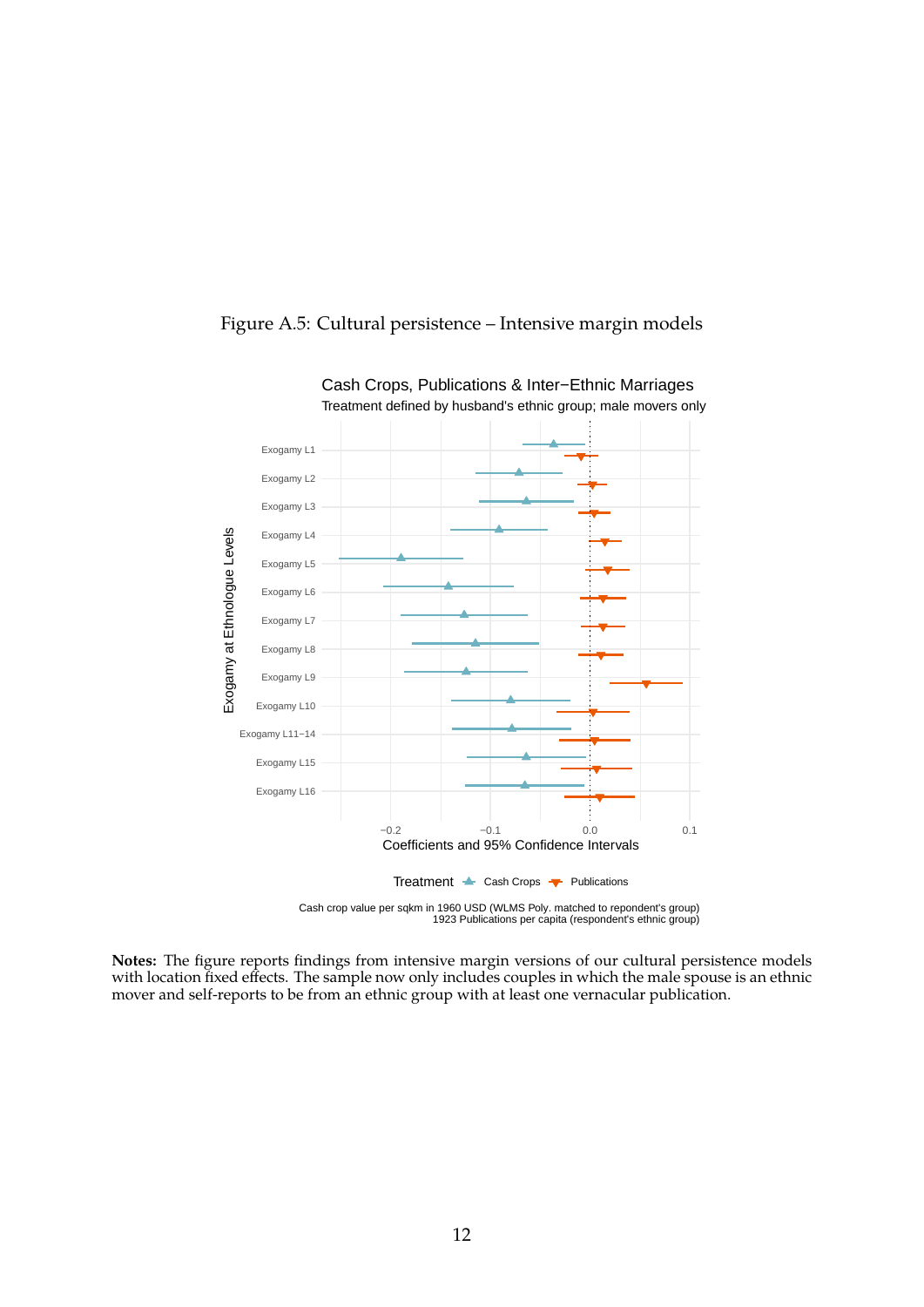Figure A.5: Cultural persistence – Intensive margin models

Cash Crops, Publications & Inter−Ethnic Marriages

Treatment defined by husband's ethnic group; male movers only

Cash crop value per sqkm in 1960 USD (WLMS Poly. matched to repondent's group)
1923 Publications per capita (respondent's ethnic group)

**Notes:** The figure reports findings from intensive margin versions of our cultural persistence models with location fixed effects. The sample now only includes couples in which the male spouse is an ethnic mover and self-reports to be from an ethnic group with at least one vernacular publication.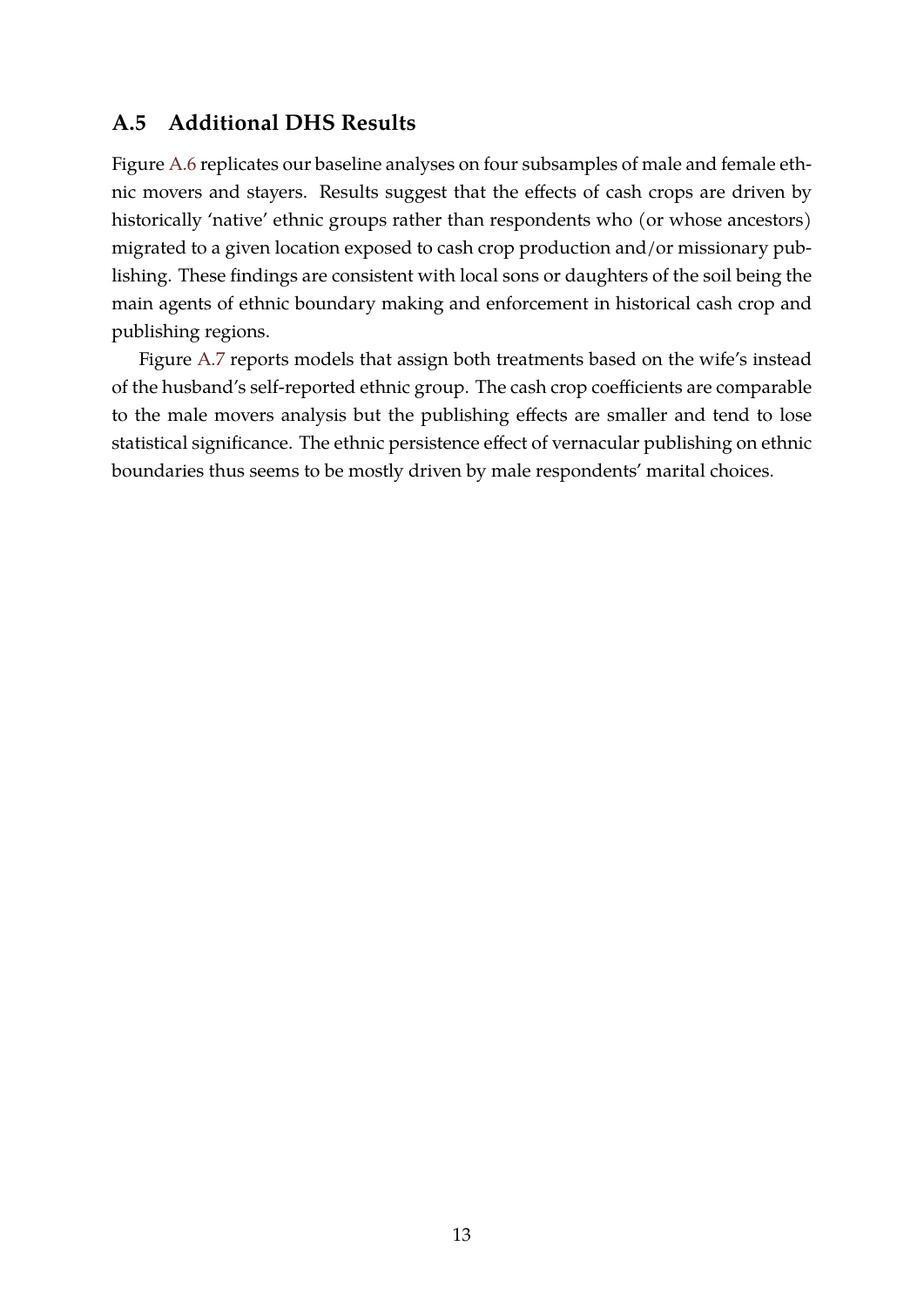## A.5 Additional DHS Results

Figure A.6 replicates our baseline analyses on four subsamples of male and female ethnic movers and stayers. Results suggest that the effects of cash crops are driven by historically 'native' ethnic groups rather than respondents who (or whose ancestors) migrated to a given location exposed to cash crop production and/or missionary publishing. These findings are consistent with local sons or daughters of the soil being the main agents of ethnic boundary making and enforcement in historical cash crop and publishing regions.

Figure A.7 reports models that assign both treatments based on the wife's instead of the husband's self-reported ethnic group. The cash crop coefficients are comparable to the male movers analysis but the publishing effects are smaller and tend to lose statistical significance. The ethnic persistence effect of vernacular publishing on ethnic boundaries thus seems to be mostly driven by male respondents' marital choices.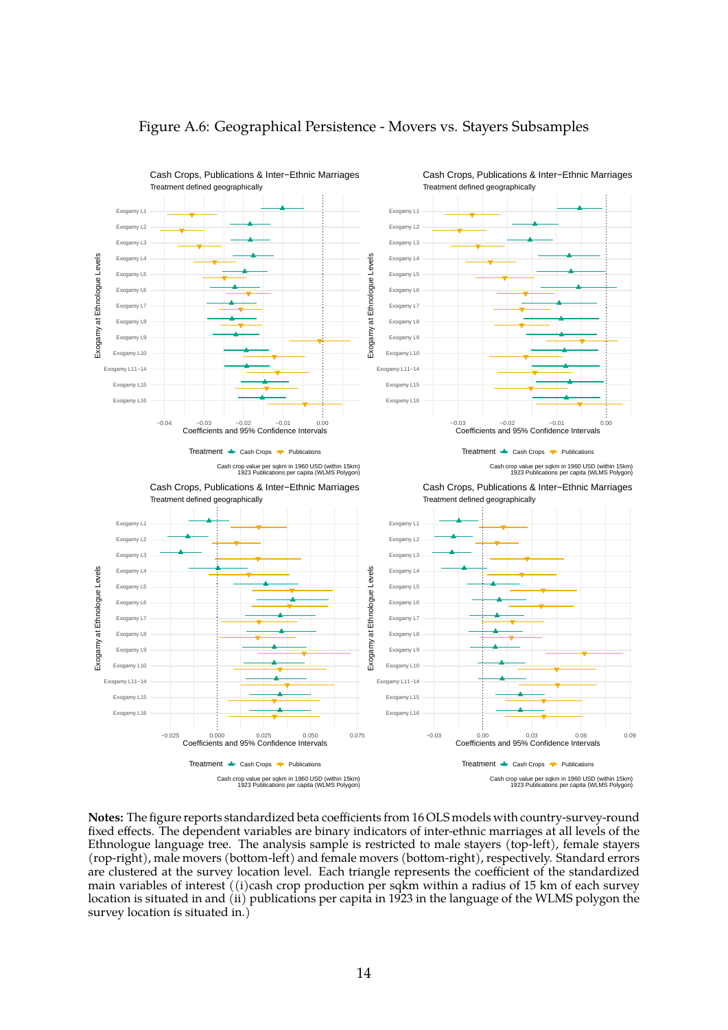# Figure A.6: Geographical Persistence - Movers vs. Stayers Subsamples

Cash Crops, Publications & Inter−Ethnic Marriages
Treatment defined geographically

Cash Crops, Publications & Inter−Ethnic Marriages
Treatment defined geographically

Cash Crops, Publications & Inter−Ethnic Marriages
Treatment defined geographically

Cash Crops, Publications & Inter−Ethnic Marriages
Treatment defined geographically

**Notes:** The figure reports standardized beta coefficients from 16 OLS models with country-survey-round fixed effects. The dependent variables are binary indicators of inter-ethnic marriages at all levels of the Ethnologue language tree. The analysis sample is restricted to male stayers (top-left), female stayers (rop-right), male movers (bottom-left) and female movers (bottom-right), respectively. Standard errors are clustered at the survey location level. Each triangle represents the coefficient of the standardized main variables of interest ((i)cash crop production per sqkm within a radius of 15 km of each survey location is situated in and (ii) publications per capita in 1923 in the language of the WLMS polygon the survey location is situated in.)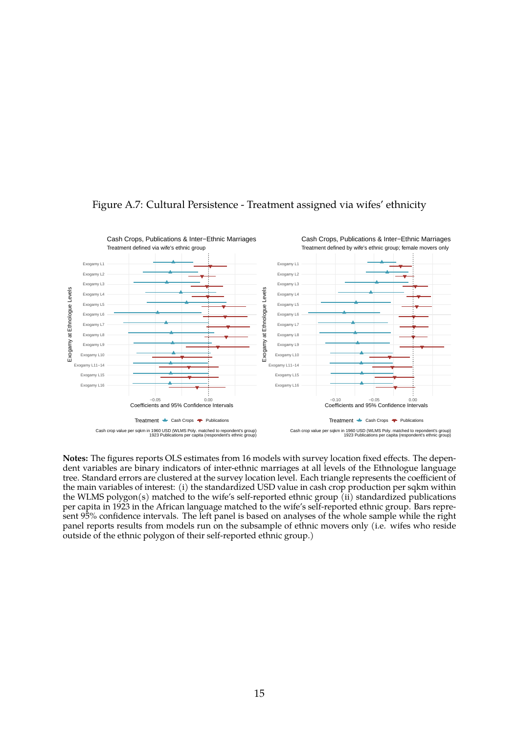Figure A.7: Cultural Persistence - Treatment assigned via wifes' ethnicity

**Notes:** The figures reports OLS estimates from 16 models with survey location fixed effects. The dependent variables are binary indicators of inter-ethnic marriages at all levels of the Ethnologue language tree. Standard errors are clustered at the survey location level. Each triangle represents the coefficient of the main variables of interest: (i) the standardized USD value in cash crop production per sqkm within the WLMS polygon(s) matched to the wife's self-reported ethnic group (ii) standardized publications per capita in 1923 in the African language matched to the wife's self-reported ethnic group. Bars represent 95% confidence intervals. The left panel is based on analyses of the whole sample while the right panel reports results from models run on the subsample of ethnic movers only (i.e. wifes who reside outside of the ethnic polygon of their self-reported ethnic group.)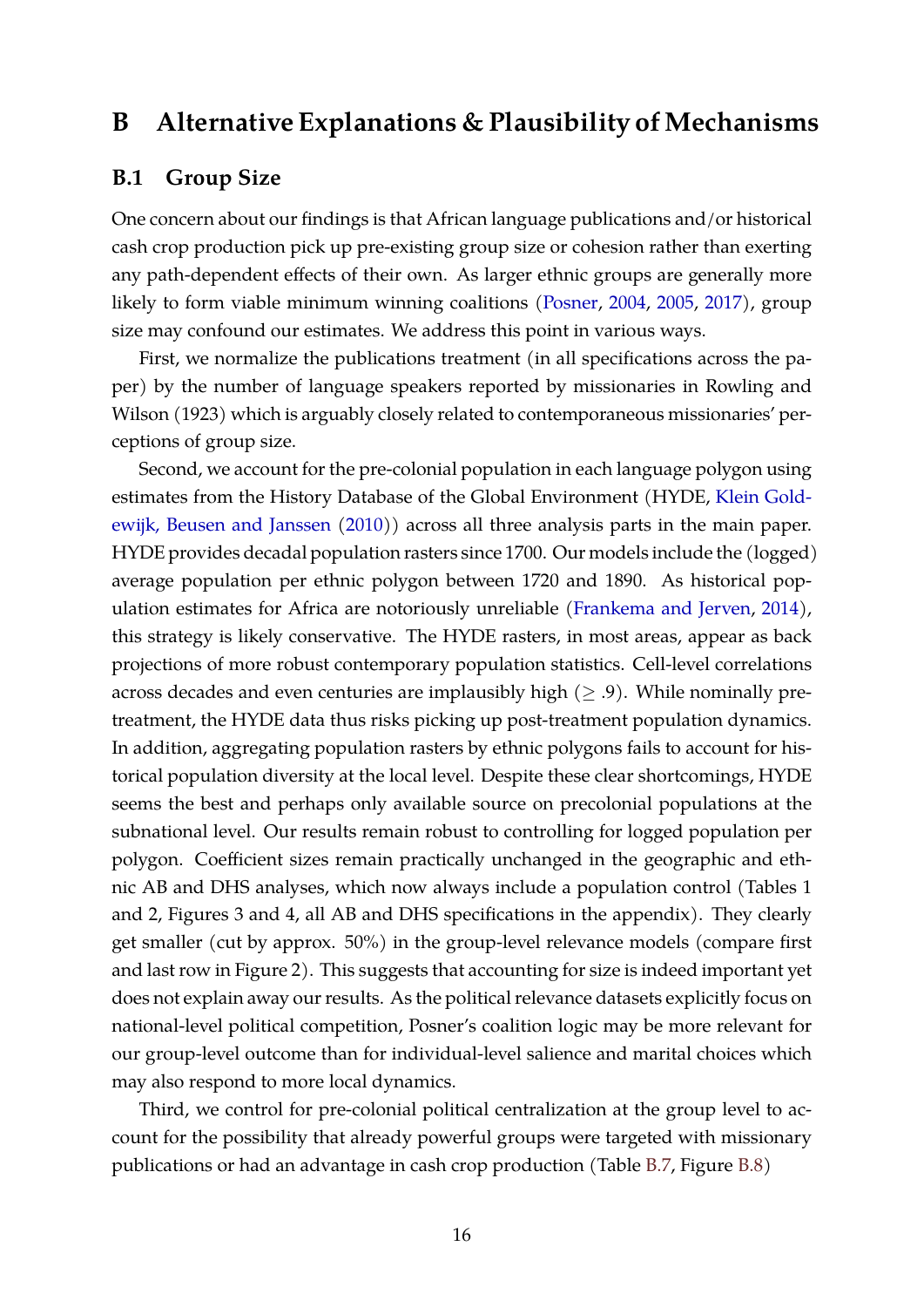# B Alternative Explanations & Plausibility of Mechanisms

## B.1 Group Size

One concern about our findings is that African language publications and/or historical cash crop production pick up pre-existing group size or cohesion rather than exerting any path-dependent effects of their own. As larger ethnic groups are generally more likely to form viable minimum winning coalitions (Posner, 2004, 2005, 2017), group size may confound our estimates. We address this point in various ways.

First, we normalize the publications treatment (in all specifications across the paper) by the number of language speakers reported by missionaries in Rowling and Wilson (1923) which is arguably closely related to contemporaneous missionaries' perceptions of group size.

Second, we account for the pre-colonial population in each language polygon using estimates from the History Database of the Global Environment (HYDE, Klein Goldewijk, Beusen and Janssen (2010)) across all three analysis parts in the main paper. HYDE provides decadal population rasters since 1700. Our models include the (logged) average population per ethnic polygon between 1720 and 1890. As historical population estimates for Africa are notoriously unreliable (Frankema and Jerven, 2014), this strategy is likely conservative. The HYDE rasters, in most areas, appear as back projections of more robust contemporary population statistics. Cell-level correlations across decades and even centuries are implausibly high ($\geq .9$). While nominally pre-treatment, the HYDE data thus risks picking up post-treatment population dynamics. In addition, aggregating population rasters by ethnic polygons fails to account for historical population diversity at the local level. Despite these clear shortcomings, HYDE seems the best and perhaps only available source on precolonial populations at the subnational level. Our results remain robust to controlling for logged population per polygon. Coefficient sizes remain practically unchanged in the geographic and ethnic AB and DHS analyses, which now always include a population control (Tables 1 and 2, Figures 3 and 4, all AB and DHS specifications in the appendix). They clearly get smaller (cut by approx. 50%) in the group-level relevance models (compare first and last row in Figure 2). This suggests that accounting for size is indeed important yet does not explain away our results. As the political relevance datasets explicitly focus on national-level political competition, Posner's coalition logic may be more relevant for our group-level outcome than for individual-level salience and marital choices which may also respond to more local dynamics.

Third, we control for pre-colonial political centralization at the group level to account for the possibility that already powerful groups were targeted with missionary publications or had an advantage in cash crop production (Table B.7, Figure B.8)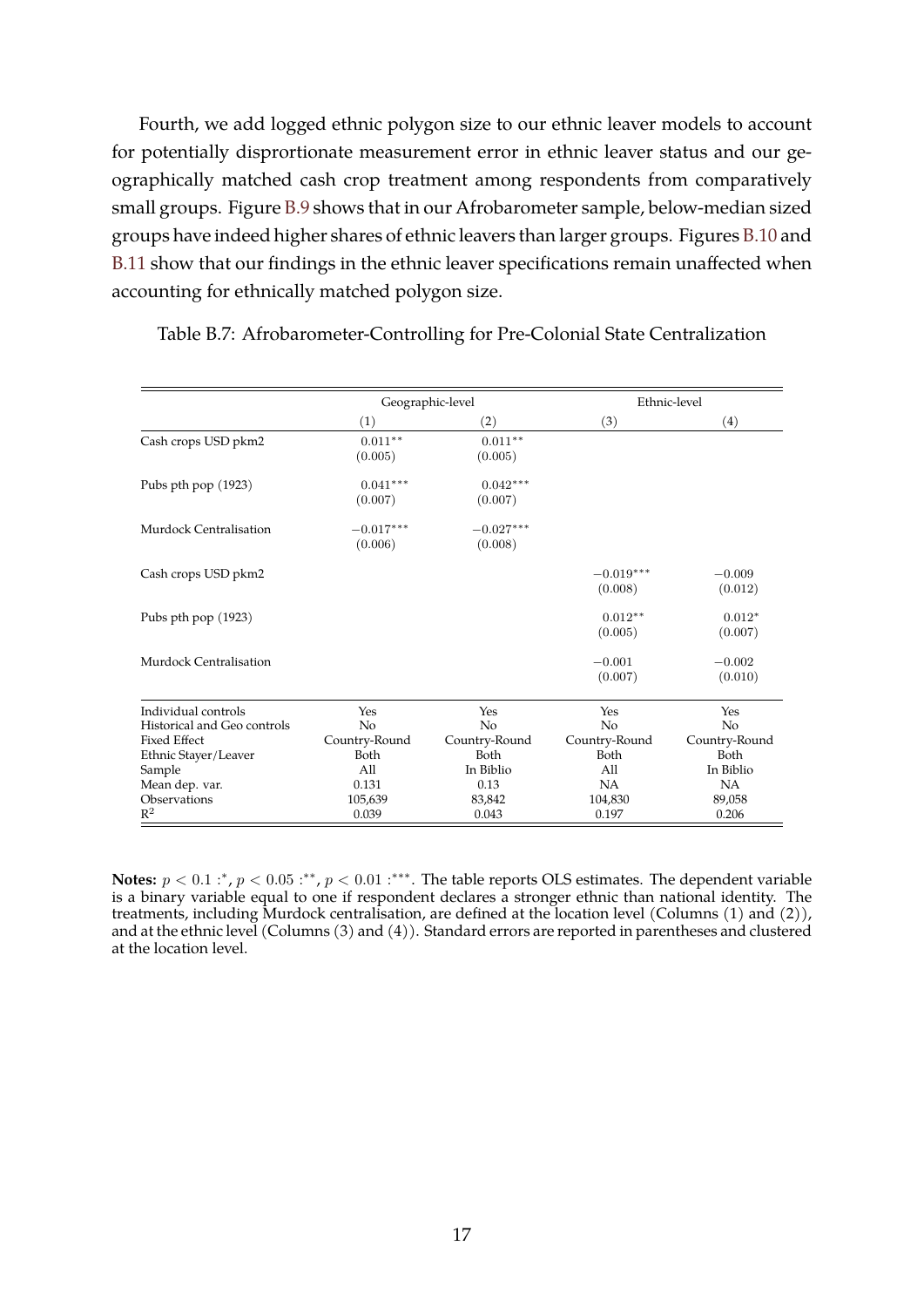Fourth, we add logged ethnic polygon size to our ethnic leaver models to account for potentially disprortionate measurement error in ethnic leaver status and our geographically matched cash crop treatment among respondents from comparatively small groups. Figure B.9 shows that in our Afrobarometer sample, below-median sized groups have indeed higher shares of ethnic leavers than larger groups. Figures B.10 and B.11 show that our findings in the ethnic leaver specifications remain unaffected when accounting for ethnically matched polygon size.

Table B.7: Afrobarometer-Controlling for Pre-Colonial State Centralization

| | Geographic-level | | Ethnic-level | |
|---|---|---|---|---|
| | (1) | (2) | (3) | (4) |
| Cash crops USD pkm2 | $0.011^{**}$ | $0.011^{**}$ | | |
| | (0.005) | (0.005) | | |
| Pubs pth pop (1923) | $0.041^{***}$ | $0.042^{***}$ | | |
| | (0.007) | (0.007) | | |
| Murdock Centralisation | $-0.017^{***}$ | $-0.027^{***}$ | | |
| | (0.006) | (0.008) | | |
| Cash crops USD pkm2 | | | $-0.019^{***}$ | $-0.009$ |
| | | | (0.008) | (0.012) |
| Pubs pth pop (1923) | | | $0.012^{**}$ | $0.012^{*}$ |
| | | | (0.005) | (0.007) |
| Murdock Centralisation | | | $-0.001$ | $-0.002$ |
| | | | (0.007) | (0.010) |
| Individual controls | Yes | Yes | Yes | Yes |
| Historical and Geo controls | No | No | No | No |
| Fixed Effect | Country-Round | Country-Round | Country-Round | Country-Round |
| Ethnic Stayer/Leaver | Both | Both | Both | Both |
| Sample | All | In Biblio | All | In Biblio |
| Mean dep. var. | 0.131 | 0.13 | NA | NA |
| Observations | 105,639 | 83,842 | 104,830 | 89,058 |
| $R^2$ | 0.039 | 0.043 | 0.197 | 0.206 |

**Notes:** $p < 0.1$ :$^{*}$, $p < 0.05$ :$^{**}$, $p < 0.01$ :$^{***}$. The table reports OLS estimates. The dependent variable is a binary variable equal to one if respondent declares a stronger ethnic than national identity. The treatments, including Murdock centralisation, are defined at the location level (Columns (1) and (2)), and at the ethnic level (Columns (3) and (4)). Standard errors are reported in parentheses and clustered at the location level.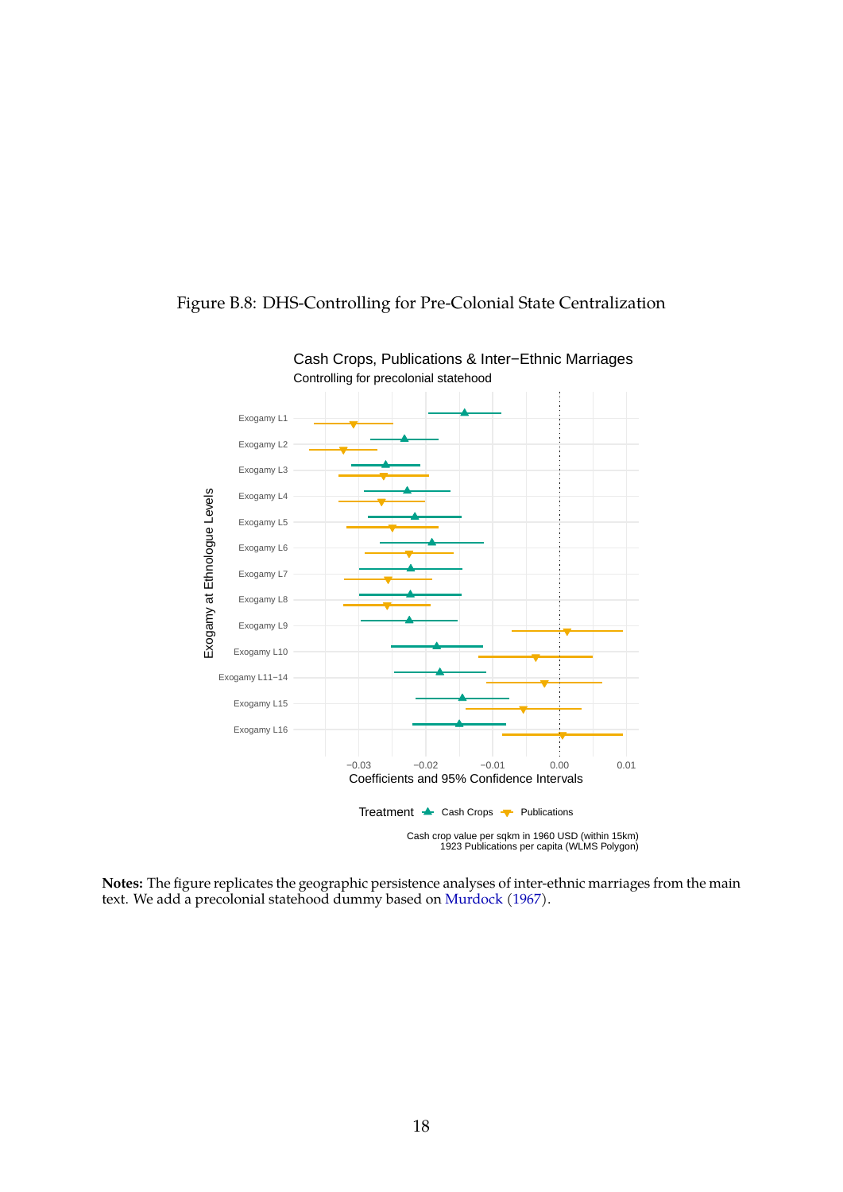Figure B.8: DHS-Controlling for Pre-Colonial State Centralization

**Notes:** The figure replicates the geographic persistence analyses of inter-ethnic marriages from the main text. We add a precolonial statehood dummy based on Murdock (1967).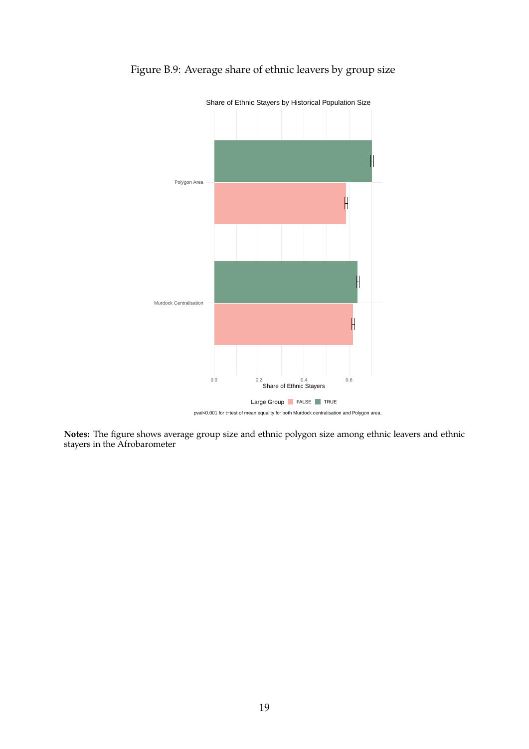Figure B.9: Average share of ethnic leavers by group size

**Notes:** The figure shows average group size and ethnic polygon size among ethnic leavers and ethnic stayers in the Afrobarometer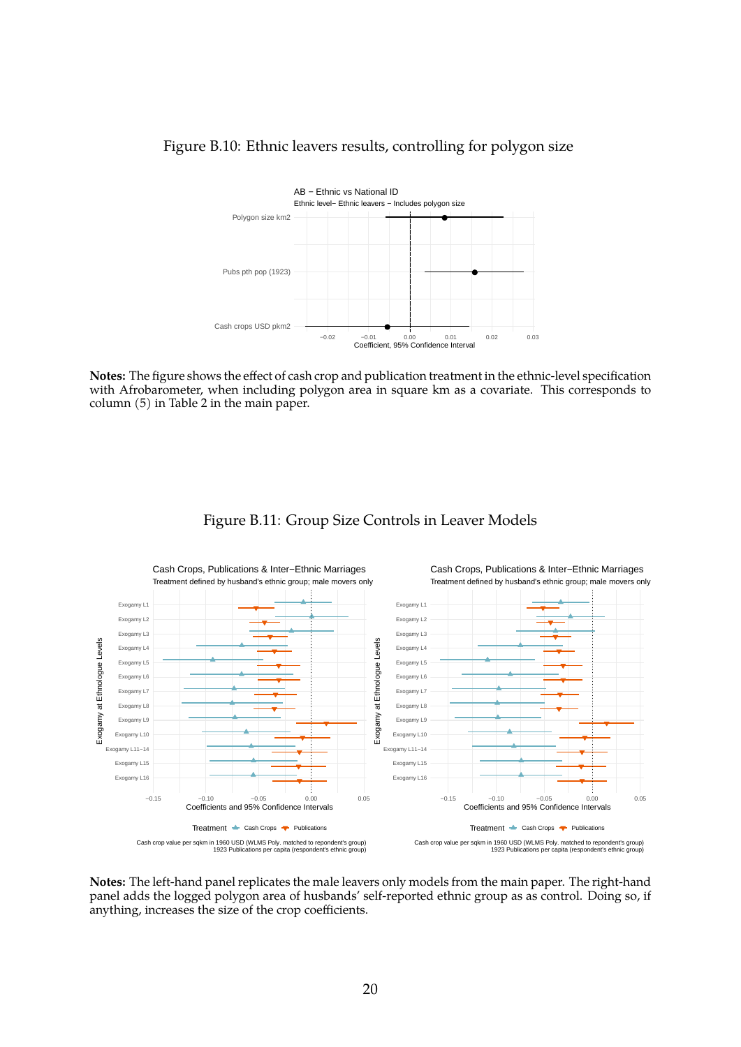Figure B.10: Ethnic leavers results, controlling for polygon size

**Notes:** The figure shows the effect of cash crop and publication treatment in the ethnic-level specification with Afrobarometer, when including polygon area in square km as a covariate. This corresponds to column (5) in Table 2 in the main paper.

Figure B.11: Group Size Controls in Leaver Models

**Notes:** The left-hand panel replicates the male leavers only models from the main paper. The right-hand panel adds the logged polygon area of husbands' self-reported ethnic group as as control. Doing so, if anything, increases the size of the crop coefficients.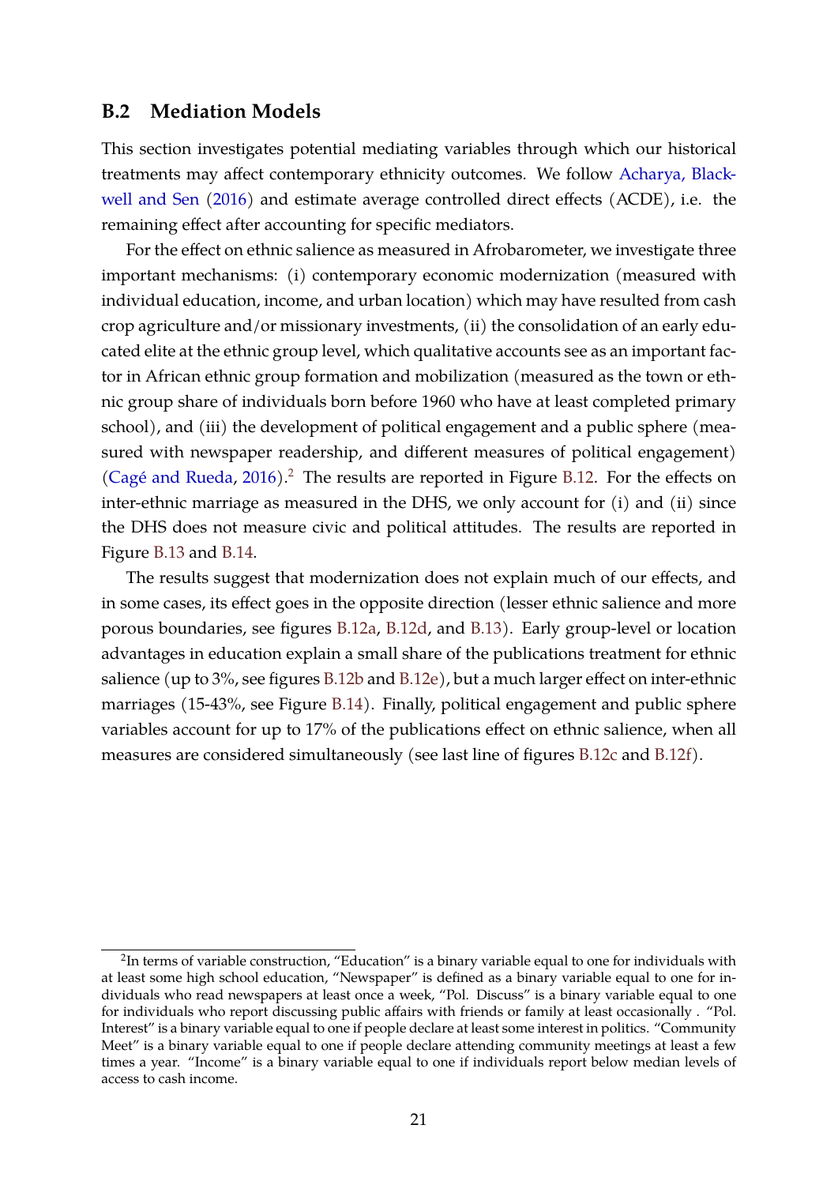## B.2 Mediation Models

This section investigates potential mediating variables through which our historical treatments may affect contemporary ethnicity outcomes. We follow Acharya, Blackwell and Sen (2016) and estimate average controlled direct effects (ACDE), i.e. the remaining effect after accounting for specific mediators.

For the effect on ethnic salience as measured in Afrobarometer, we investigate three important mechanisms: (i) contemporary economic modernization (measured with individual education, income, and urban location) which may have resulted from cash crop agriculture and/or missionary investments, (ii) the consolidation of an early educated elite at the ethnic group level, which qualitative accounts see as an important factor in African ethnic group formation and mobilization (measured as the town or ethnic group share of individuals born before 1960 who have at least completed primary school), and (iii) the development of political engagement and a public sphere (measured with newspaper readership, and different measures of political engagement) (Cagé and Rueda, 2016).[2] The results are reported in Figure B.12. For the effects on inter-ethnic marriage as measured in the DHS, we only account for (i) and (ii) since the DHS does not measure civic and political attitudes. The results are reported in Figure B.13 and B.14.

The results suggest that modernization does not explain much of our effects, and in some cases, its effect goes in the opposite direction (lesser ethnic salience and more porous boundaries, see figures B.12a, B.12d, and B.13). Early group-level or location advantages in education explain a small share of the publications treatment for ethnic salience (up to 3%, see figures B.12b and B.12e), but a much larger effect on inter-ethnic marriages (15-43%, see Figure B.14). Finally, political engagement and public sphere variables account for up to 17% of the publications effect on ethnic salience, when all measures are considered simultaneously (see last line of figures B.12c and B.12f).

[2] In terms of variable construction, "Education" is a binary variable equal to one for individuals with at least some high school education, "Newspaper" is defined as a binary variable equal to one for individuals who read newspapers at least once a week, "Pol. Discuss" is a binary variable equal to one for individuals who report discussing public affairs with friends or family at least occasionally . "Pol. Interest" is a binary variable equal to one if people declare at least some interest in politics. "Community Meet" is a binary variable equal to one if people declare attending community meetings at least a few times a year. "Income" is a binary variable equal to one if individuals report below median levels of access to cash income.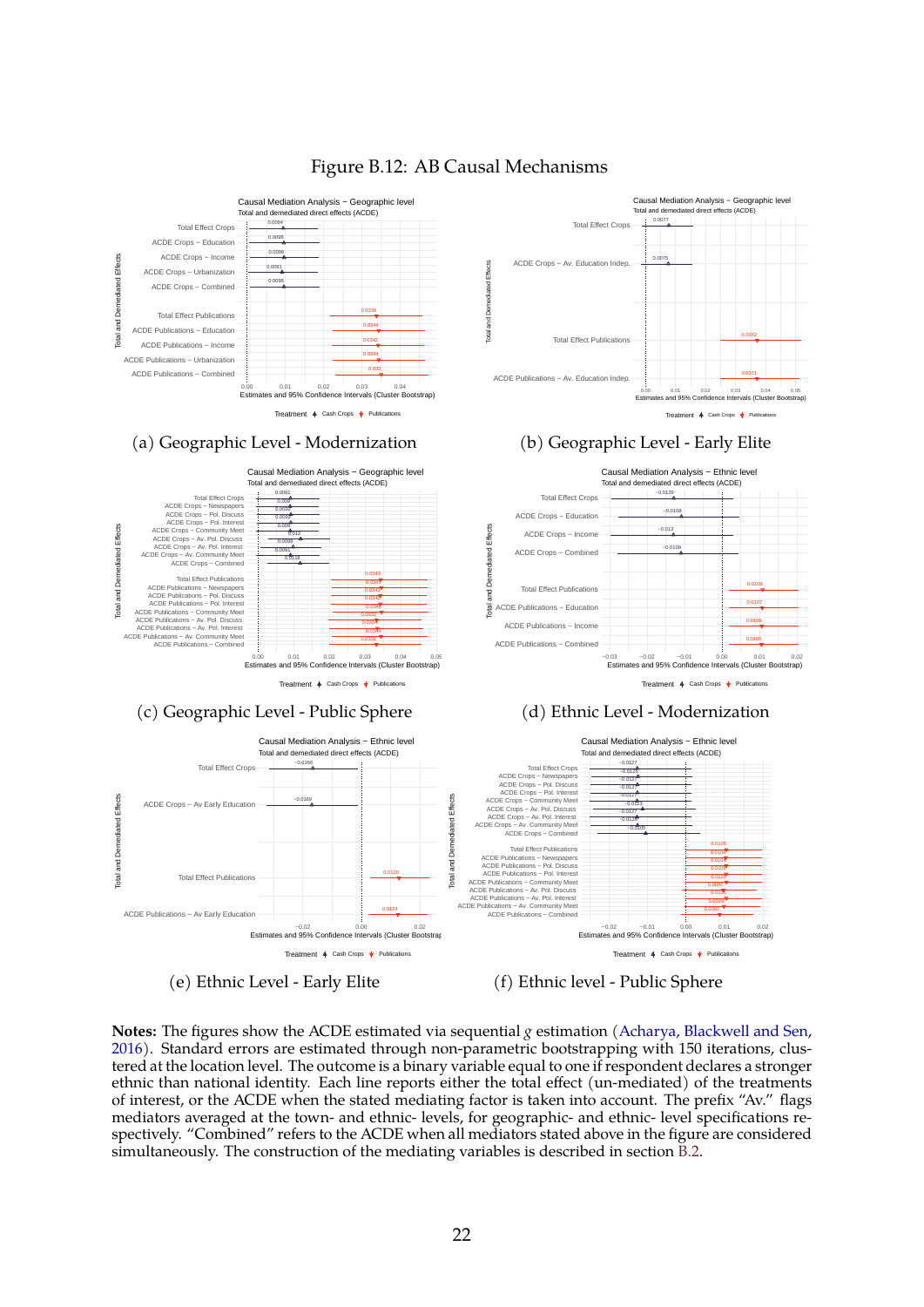# Figure B.12: AB Causal Mechanisms

(a) Geographic Level - Modernization

(b) Geographic Level - Early Elite

(c) Geographic Level - Public Sphere

(d) Ethnic Level - Modernization

(e) Ethnic Level - Early Elite

(f) Ethnic level - Public Sphere

**Notes:** The figures show the ACDE estimated via sequential $g$ estimation (Acharya, Blackwell and Sen, 2016). Standard errors are estimated through non-parametric bootstrapping with 150 iterations, clustered at the location level. The outcome is a binary variable equal to one if respondent declares a stronger ethnic than national identity. Each line reports either the total effect (un-mediated) of the treatments of interest, or the ACDE when the stated mediating factor is taken into account. The prefix "Av." flags mediators averaged at the town- and ethnic- levels, for geographic- and ethnic- level specifications respectively. "Combined" refers to the ACDE when all mediators stated above in the figure are considered simultaneously. The construction of the mediating variables is described in section B.2.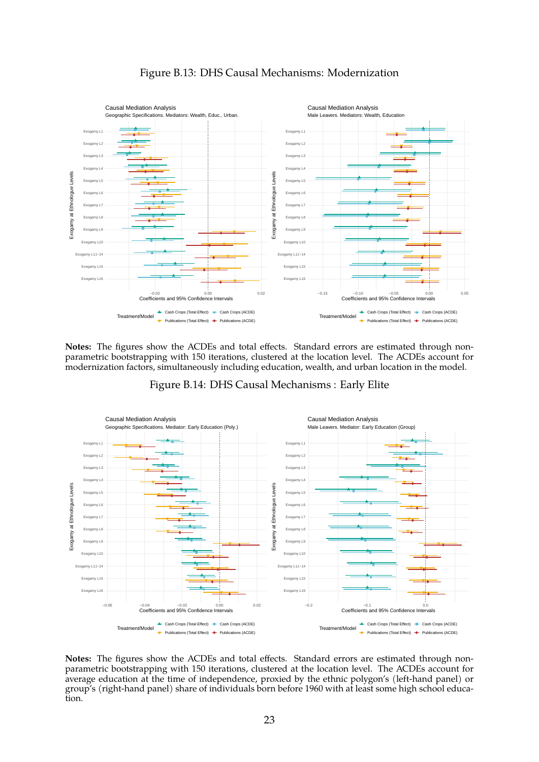Figure B.13: DHS Causal Mechanisms: Modernization

**Notes:** The figures show the ACDEs and total effects. Standard errors are estimated through non-parametric bootstrapping with 150 iterations, clustered at the location level. The ACDEs account for modernization factors, simultaneously including education, wealth, and urban location in the model.

Figure B.14: DHS Causal Mechanisms : Early Elite

**Notes:** The figures show the ACDEs and total effects. Standard errors are estimated through non-parametric bootstrapping with 150 iterations, clustered at the location level. The ACDEs account for average education at the time of independence, proxied by the ethnic polygon's (left-hand panel) or group's (right-hand panel) share of individuals born before 1960 with at least some high school education.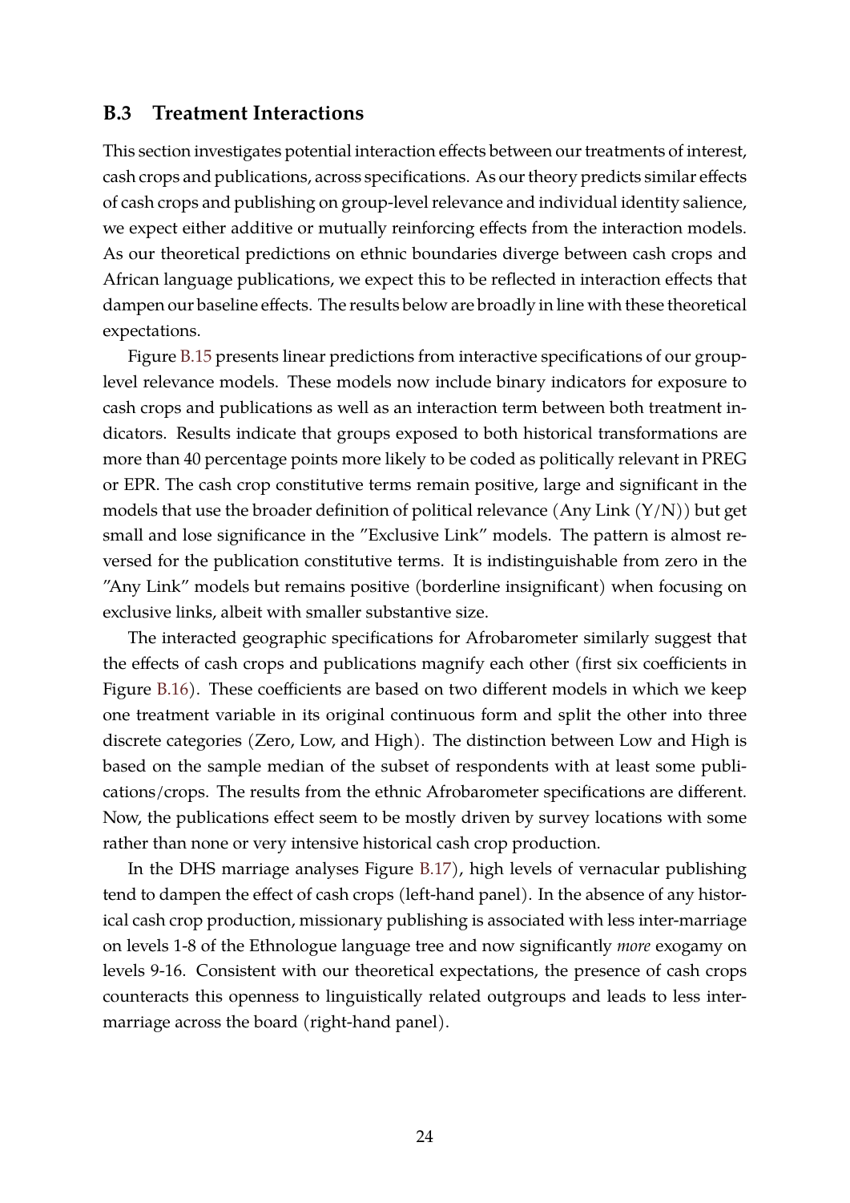### B.3 Treatment Interactions

This section investigates potential interaction effects between our treatments of interest, cash crops and publications, across specifications. As our theory predicts similar effects of cash crops and publishing on group-level relevance and individual identity salience, we expect either additive or mutually reinforcing effects from the interaction models. As our theoretical predictions on ethnic boundaries diverge between cash crops and African language publications, we expect this to be reflected in interaction effects that dampen our baseline effects. The results below are broadly in line with these theoretical expectations.

Figure B.15 presents linear predictions from interactive specifications of our group-level relevance models. These models now include binary indicators for exposure to cash crops and publications as well as an interaction term between both treatment indicators. Results indicate that groups exposed to both historical transformations are more than 40 percentage points more likely to be coded as politically relevant in PREG or EPR. The cash crop constitutive terms remain positive, large and significant in the models that use the broader definition of political relevance (Any Link (Y/N)) but get small and lose significance in the "Exclusive Link" models. The pattern is almost reversed for the publication constitutive terms. It is indistinguishable from zero in the "Any Link" models but remains positive (borderline insignificant) when focusing on exclusive links, albeit with smaller substantive size.

The interacted geographic specifications for Afrobarometer similarly suggest that the effects of cash crops and publications magnify each other (first six coefficients in Figure B.16). These coefficients are based on two different models in which we keep one treatment variable in its original continuous form and split the other into three discrete categories (Zero, Low, and High). The distinction between Low and High is based on the sample median of the subset of respondents with at least some publications/crops. The results from the ethnic Afrobarometer specifications are different. Now, the publications effect seem to be mostly driven by survey locations with some rather than none or very intensive historical cash crop production.

In the DHS marriage analyses Figure B.17), high levels of vernacular publishing tend to dampen the effect of cash crops (left-hand panel). In the absence of any historical cash crop production, missionary publishing is associated with less inter-marriage on levels 1-8 of the Ethnologue language tree and now significantly *more* exogamy on levels 9-16. Consistent with our theoretical expectations, the presence of cash crops counteracts this openness to linguistically related outgroups and leads to less inter-marriage across the board (right-hand panel).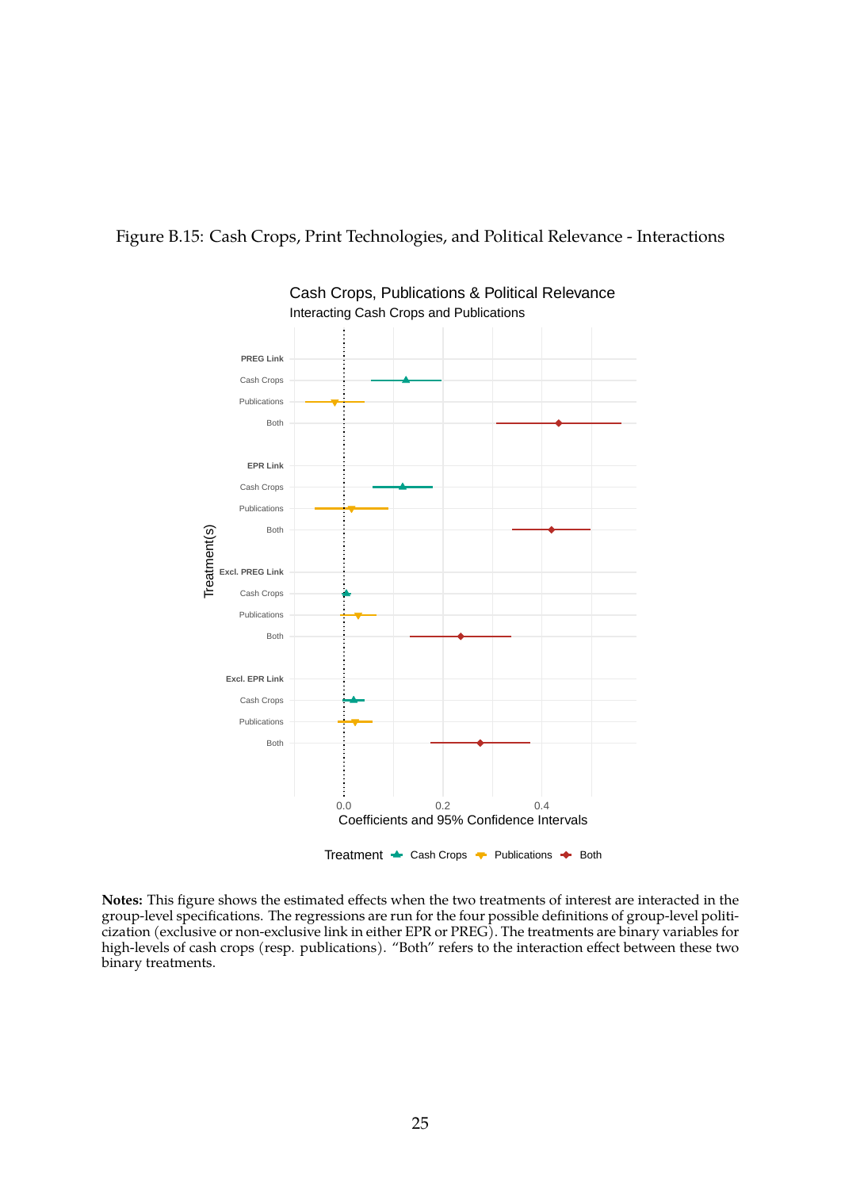Figure B.15: Cash Crops, Print Technologies, and Political Relevance - Interactions

**Notes:** This figure shows the estimated effects when the two treatments of interest are interacted in the group-level specifications. The regressions are run for the four possible definitions of group-level politicization (exclusive or non-exclusive link in either EPR or PREG). The treatments are binary variables for high-levels of cash crops (resp. publications). "Both" refers to the interaction effect between these two binary treatments.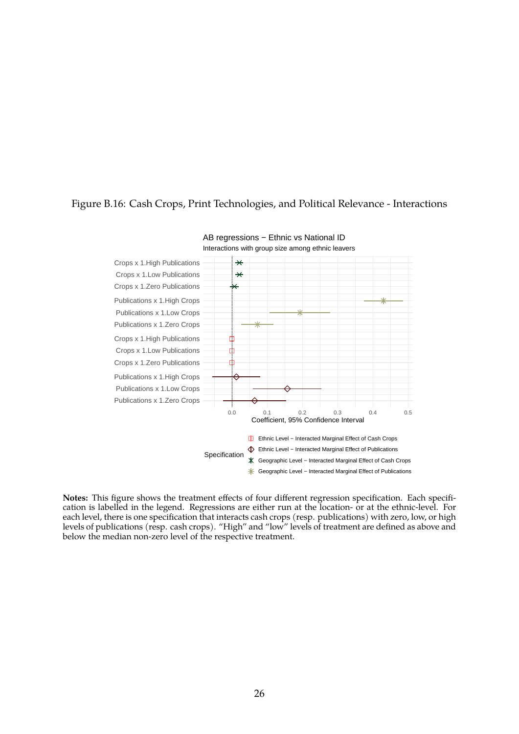Figure B.16: Cash Crops, Print Technologies, and Political Relevance - Interactions

**Notes:** This figure shows the treatment effects of four different regression specification. Each specification is labelled in the legend. Regressions are either run at the location- or at the ethnic-level. For each level, there is one specification that interacts cash crops (resp. publications) with zero, low, or high levels of publications (resp. cash crops). "High" and "low" levels of treatment are defined as above and below the median non-zero level of the respective treatment.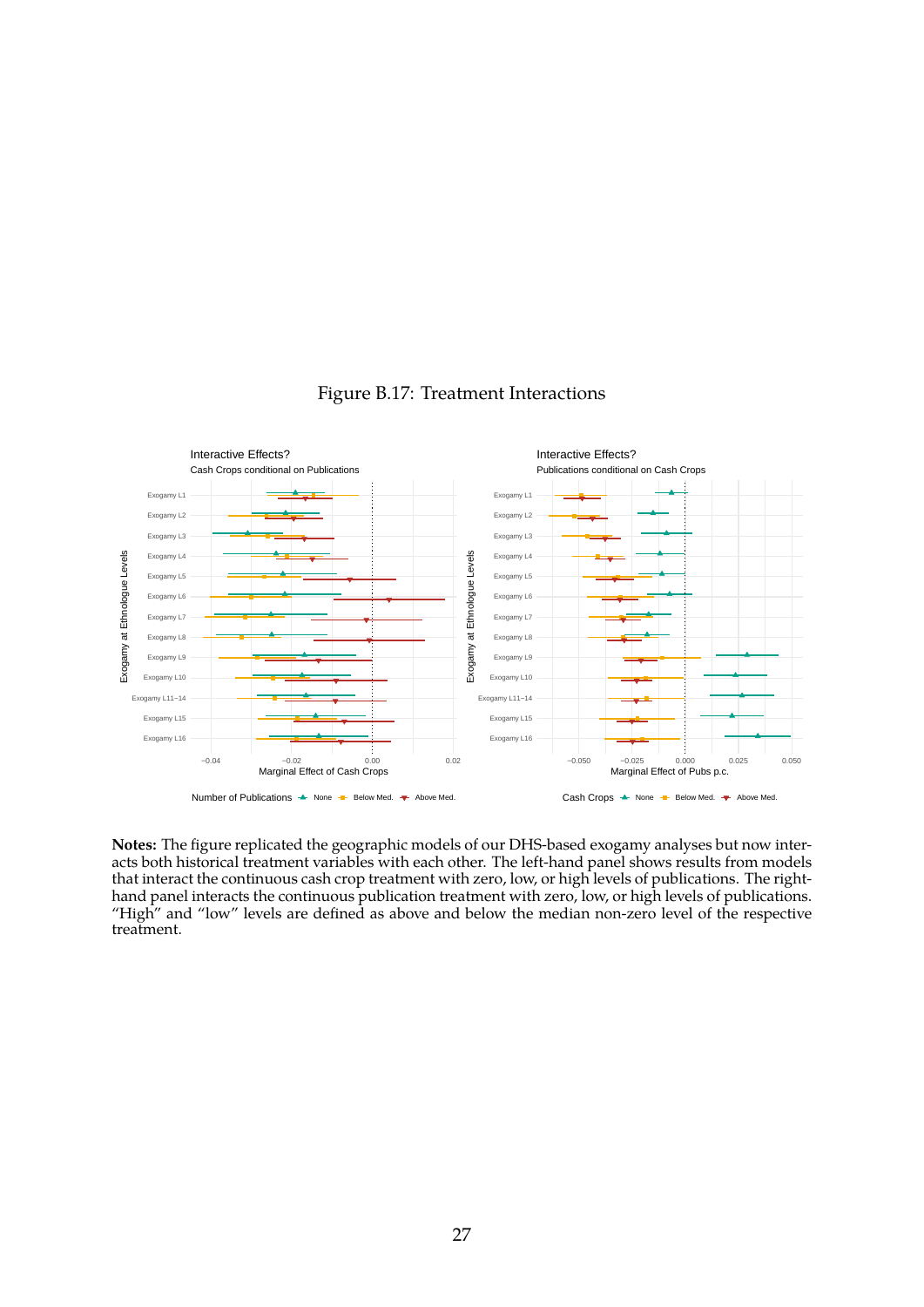Figure B.17: Treatment Interactions

**Notes:** The figure replicated the geographic models of our DHS-based exogamy analyses but now interacts both historical treatment variables with each other. The left-hand panel shows results from models that interact the continuous cash crop treatment with zero, low, or high levels of publications. The right-hand panel interacts the continuous publication treatment with zero, low, or high levels of publications. "High" and "low" levels are defined as above and below the median non-zero level of the respective treatment.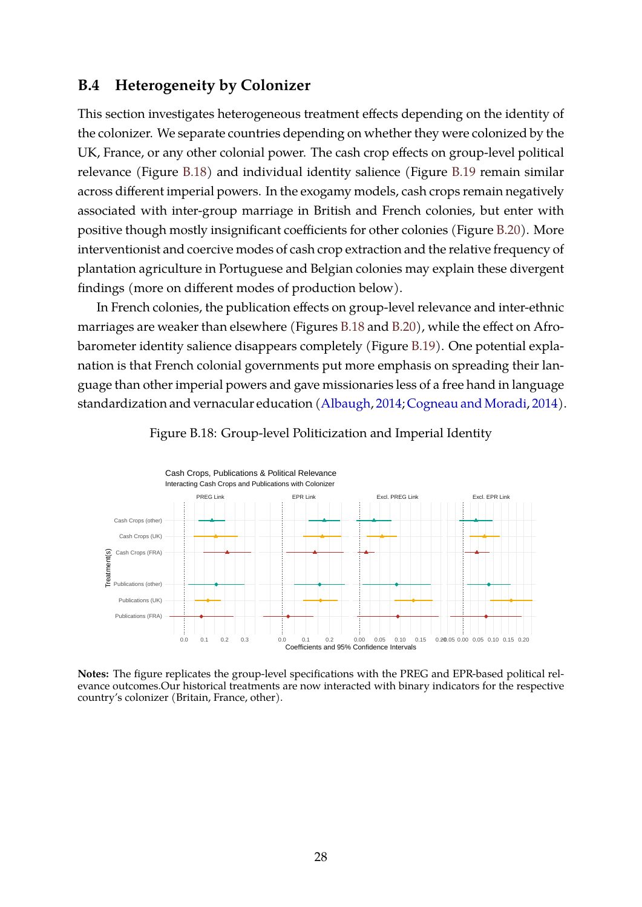## B.4 Heterogeneity by Colonizer

This section investigates heterogeneous treatment effects depending on the identity of the colonizer. We separate countries depending on whether they were colonized by the UK, France, or any other colonial power. The cash crop effects on group-level political relevance (Figure B.18) and individual identity salience (Figure B.19 remain similar across different imperial powers. In the exogamy models, cash crops remain negatively associated with inter-group marriage in British and French colonies, but enter with positive though mostly insignificant coefficients for other colonies (Figure B.20). More interventionist and coercive modes of cash crop extraction and the relative frequency of plantation agriculture in Portuguese and Belgian colonies may explain these divergent findings (more on different modes of production below).

In French colonies, the publication effects on group-level relevance and inter-ethnic marriages are weaker than elsewhere (Figures B.18 and B.20), while the effect on Afrobarometer identity salience disappears completely (Figure B.19). One potential explanation is that French colonial governments put more emphasis on spreading their language than other imperial powers and gave missionaries less of a free hand in language standardization and vernacular education (Albaugh, 2014; Cogneau and Moradi, 2014).

Figure B.18: Group-level Politicization and Imperial Identity

**Notes:** The figure replicates the group-level specifications with the PREG and EPR-based political relevance outcomes.Our historical treatments are now interacted with binary indicators for the respective country's colonizer (Britain, France, other).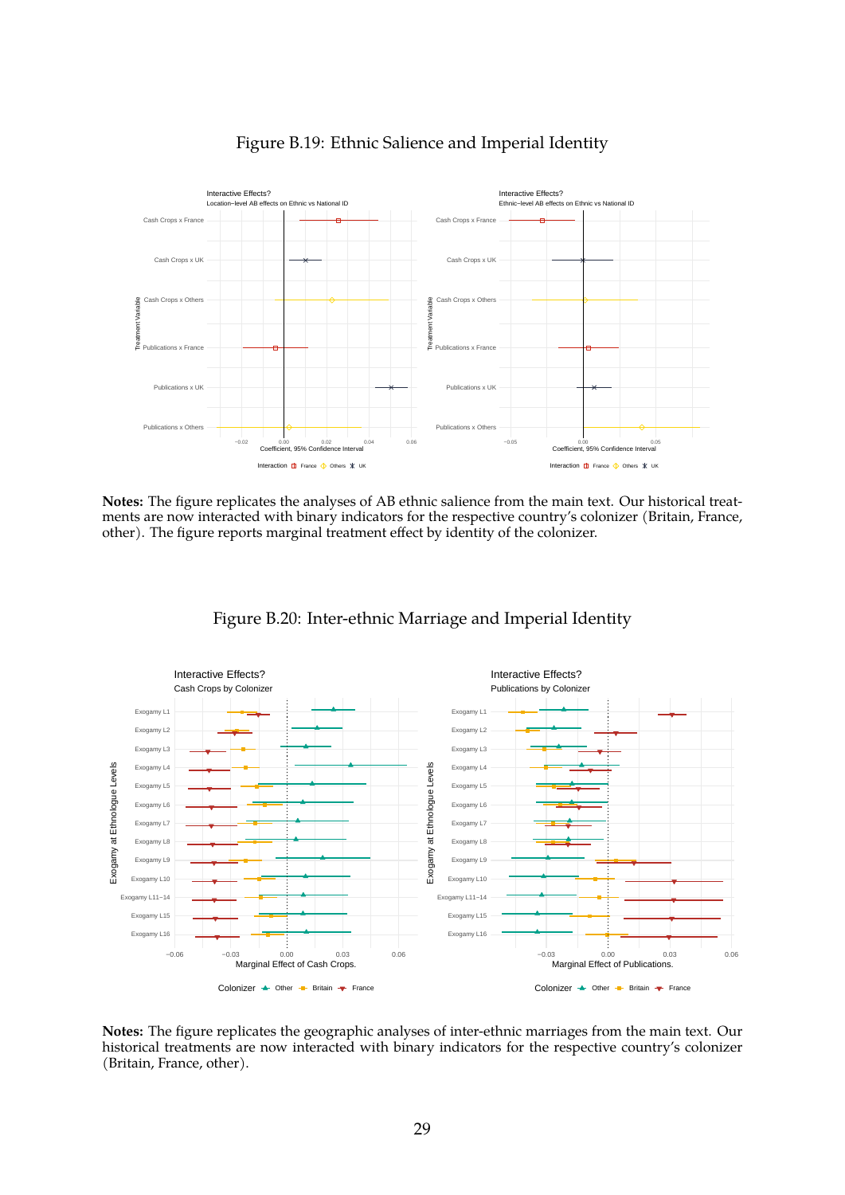Figure B.19: Ethnic Salience and Imperial Identity

**Notes:** The figure replicates the analyses of AB ethnic salience from the main text. Our historical treatments are now interacted with binary indicators for the respective country's colonizer (Britain, France, other). The figure reports marginal treatment effect by identity of the colonizer.

Figure B.20: Inter-ethnic Marriage and Imperial Identity

**Notes:** The figure replicates the geographic analyses of inter-ethnic marriages from the main text. Our historical treatments are now interacted with binary indicators for the respective country's colonizer (Britain, France, other).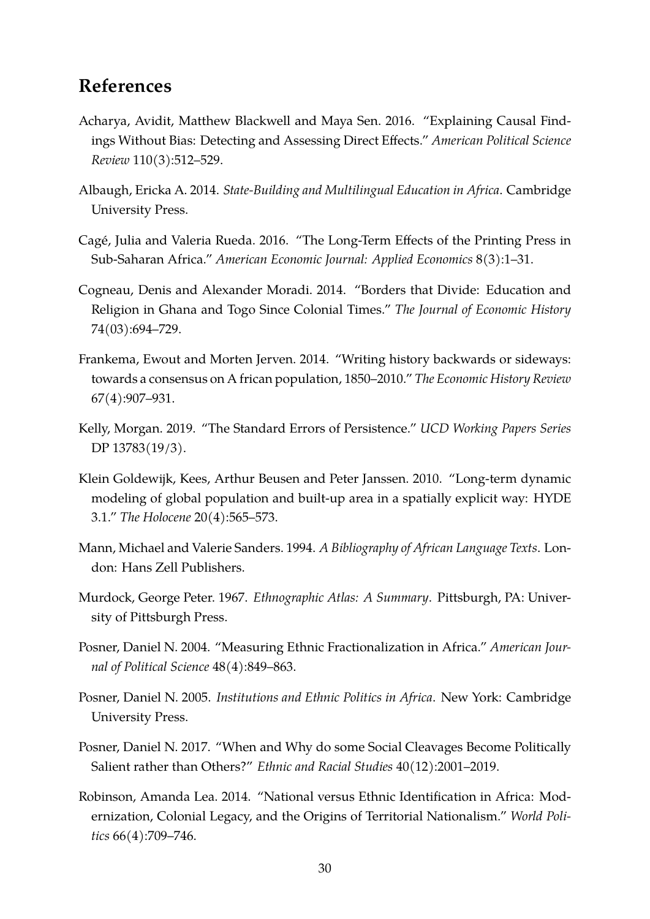## References

Acharya, Avidit, Matthew Blackwell and Maya Sen. 2016. "Explaining Causal Findings Without Bias: Detecting and Assessing Direct Effects." *American Political Science Review* 110(3):512–529.

Albaugh, Ericka A. 2014. *State-Building and Multilingual Education in Africa*. Cambridge University Press.

Cagé, Julia and Valeria Rueda. 2016. "The Long-Term Effects of the Printing Press in Sub-Saharan Africa." *American Economic Journal: Applied Economics* 8(3):1–31.

Cogneau, Denis and Alexander Moradi. 2014. "Borders that Divide: Education and Religion in Ghana and Togo Since Colonial Times." *The Journal of Economic History* 74(03):694–729.

Frankema, Ewout and Morten Jerven. 2014. "Writing history backwards or sideways: towards a consensus on A frican population, 1850–2010." *The Economic History Review* 67(4):907–931.

Kelly, Morgan. 2019. "The Standard Errors of Persistence." *UCD Working Papers Series* DP 13783(19/3).

Klein Goldewijk, Kees, Arthur Beusen and Peter Janssen. 2010. "Long-term dynamic modeling of global population and built-up area in a spatially explicit way: HYDE 3.1." *The Holocene* 20(4):565–573.

Mann, Michael and Valerie Sanders. 1994. *A Bibliography of African Language Texts*. London: Hans Zell Publishers.

Murdock, George Peter. 1967. *Ethnographic Atlas: A Summary*. Pittsburgh, PA: University of Pittsburgh Press.

Posner, Daniel N. 2004. "Measuring Ethnic Fractionalization in Africa." *American Journal of Political Science* 48(4):849–863.

Posner, Daniel N. 2005. *Institutions and Ethnic Politics in Africa*. New York: Cambridge University Press.

Posner, Daniel N. 2017. "When and Why do some Social Cleavages Become Politically Salient rather than Others?" *Ethnic and Racial Studies* 40(12):2001–2019.

Robinson, Amanda Lea. 2014. "National versus Ethnic Identification in Africa: Modernization, Colonial Legacy, and the Origins of Territorial Nationalism." *World Politics* 66(4):709–746.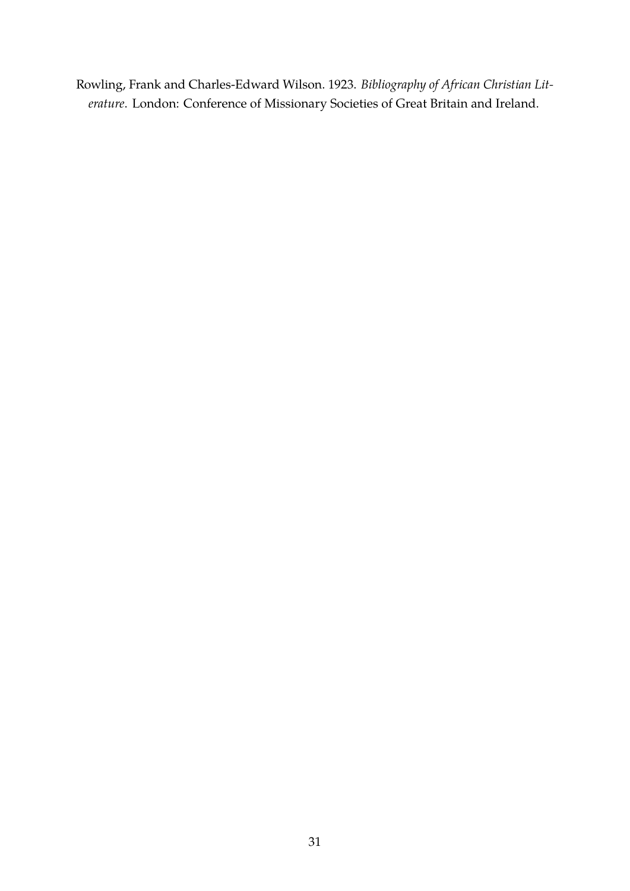Rowling, Frank and Charles-Edward Wilson. 1923. *Bibliography of African Christian Literature*. London: Conference of Missionary Societies of Great Britain and Ireland.